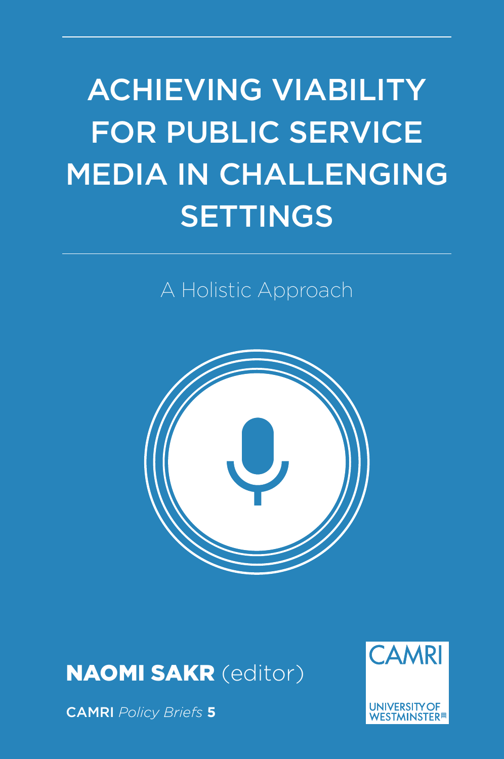# ACHIEVING VIABILITY FOR PUBLIC SERVICE MEDIA IN CHALLENGING SETTINGS

## A Holistic Approach

**NAOMI SAKR** (editor)

**CAMRI** *Policy Briefs* **5**

CAMRI

UNIVERSITY OF WESTMINSTER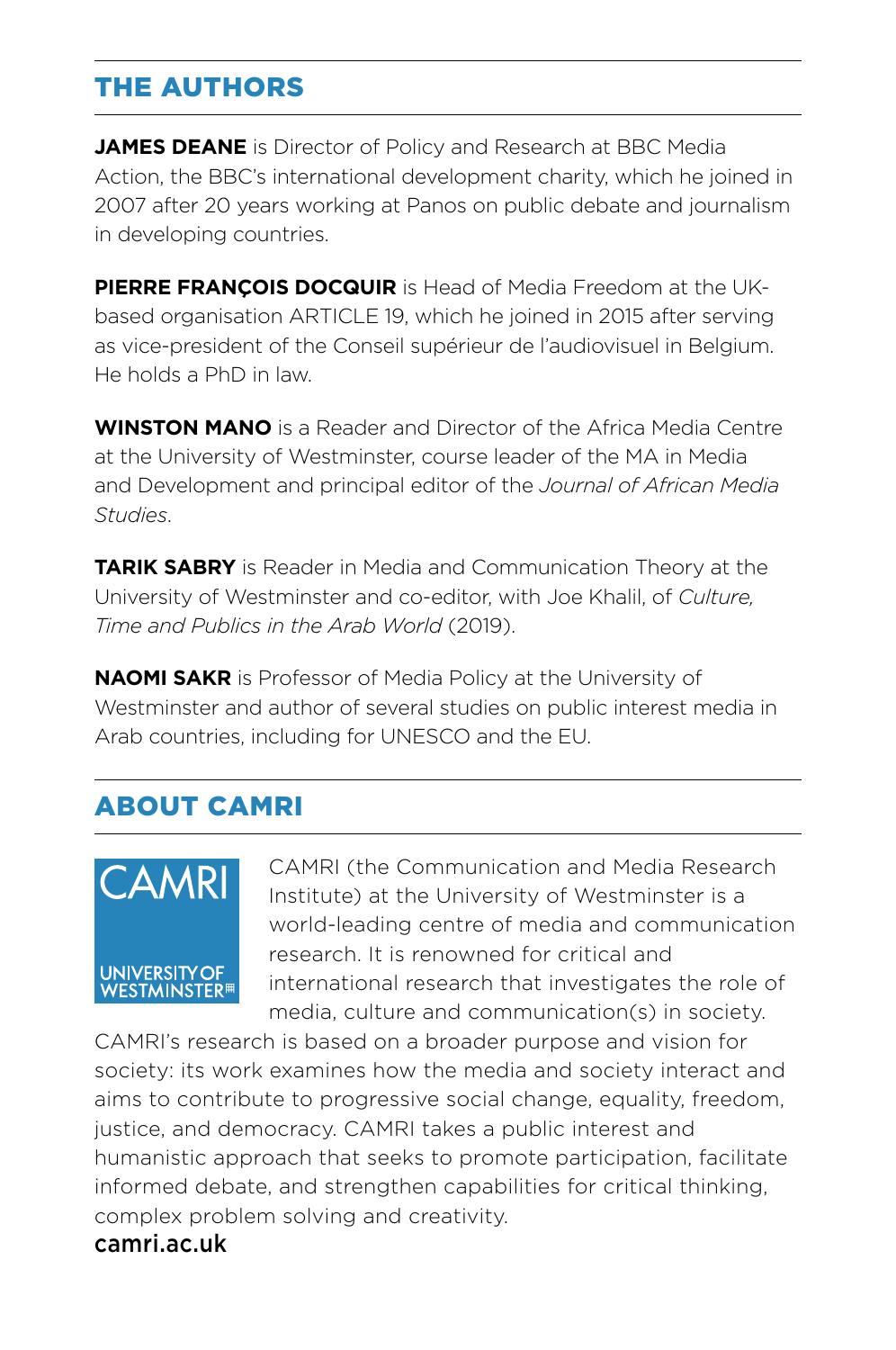## THE AUTHORS

**JAMES DEANE** is Director of Policy and Research at BBC Media Action, the BBC's international development charity, which he joined in 2007 after 20 years working at Panos on public debate and journalism in developing countries.

**PIERRE FRANÇOIS DOCQUIR** is Head of Media Freedom at the UK-based organisation ARTICLE 19, which he joined in 2015 after serving as vice-president of the Conseil supérieur de l'audiovisuel in Belgium. He holds a PhD in law.

**WINSTON MANO** is a Reader and Director of the Africa Media Centre at the University of Westminster, course leader of the MA in Media and Development and principal editor of the *Journal of African Media Studies*.

**TARIK SABRY** is Reader in Media and Communication Theory at the University of Westminster and co-editor, with Joe Khalil, of *Culture, Time and Publics in the Arab World* (2019).

**NAOMI SAKR** is Professor of Media Policy at the University of Westminster and author of several studies on public interest media in Arab countries, including for UNESCO and the EU.

## ABOUT CAMRI

CAMRI
UNIVERSITY OF WESTMINSTER

CAMRI (the Communication and Media Research Institute) at the University of Westminster is a world-leading centre of media and communication research. It is renowned for critical and international research that investigates the role of media, culture and communication(s) in society.

CAMRI's research is based on a broader purpose and vision for society: its work examines how the media and society interact and aims to contribute to progressive social change, equality, freedom, justice, and democracy. CAMRI takes a public interest and humanistic approach that seeks to promote participation, facilitate informed debate, and strengthen capabilities for critical thinking, complex problem solving and creativity.

camri.ac.uk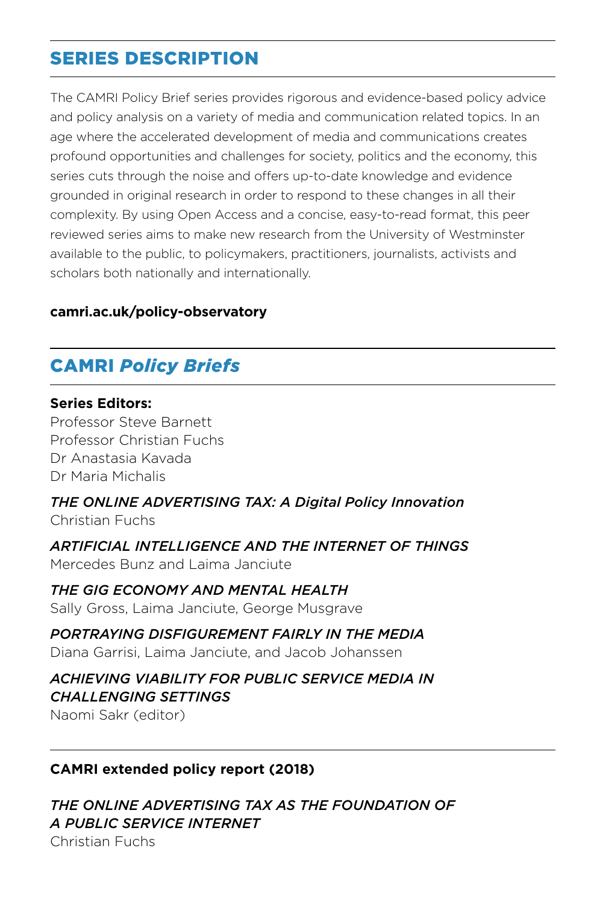## SERIES DESCRIPTION

The CAMRI Policy Brief series provides rigorous and evidence-based policy advice and policy analysis on a variety of media and communication related topics. In an age where the accelerated development of media and communications creates profound opportunities and challenges for society, politics and the economy, this series cuts through the noise and offers up-to-date knowledge and evidence grounded in original research in order to respond to these changes in all their complexity. By using Open Access and a concise, easy-to-read format, this peer reviewed series aims to make new research from the University of Westminster available to the public, to policymakers, practitioners, journalists, activists and scholars both nationally and internationally.

**camri.ac.uk/policy-observatory**

## CAMRI *Policy Briefs*

**Series Editors:**
Professor Steve Barnett
Professor Christian Fuchs
Dr Anastasia Kavada
Dr Maria Michalis

*THE ONLINE ADVERTISING TAX: A Digital Policy Innovation*
Christian Fuchs

*ARTIFICIAL INTELLIGENCE AND THE INTERNET OF THINGS*
Mercedes Bunz and Laima Janciute

*THE GIG ECONOMY AND MENTAL HEALTH*
Sally Gross, Laima Janciute, George Musgrave

*PORTRAYING DISFIGUREMENT FAIRLY IN THE MEDIA*
Diana Garrisi, Laima Janciute, and Jacob Johanssen

*ACHIEVING VIABILITY FOR PUBLIC SERVICE MEDIA IN CHALLENGING SETTINGS*
Naomi Sakr (editor)

**CAMRI extended policy report (2018)**

*THE ONLINE ADVERTISING TAX AS THE FOUNDATION OF A PUBLIC SERVICE INTERNET*
Christian Fuchs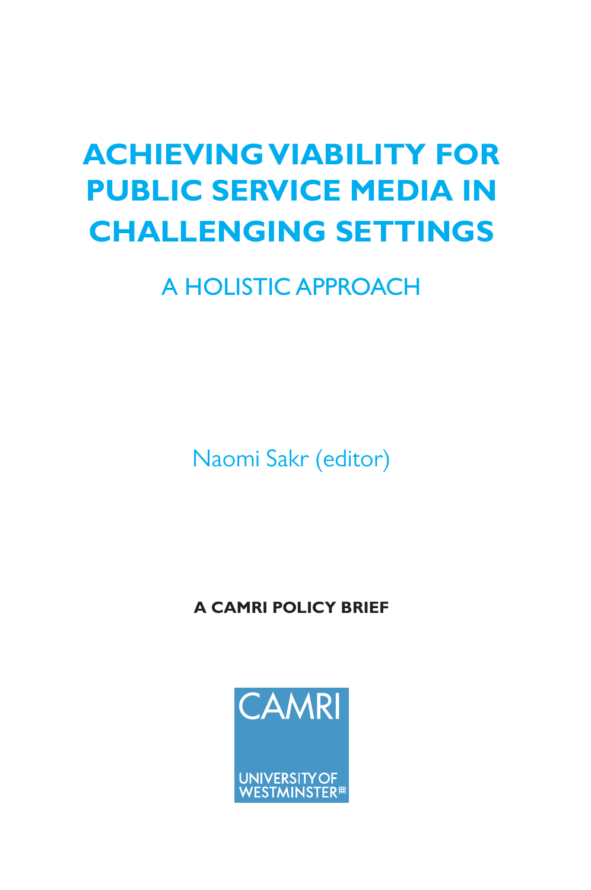# ACHIEVING VIABILITY FOR PUBLIC SERVICE MEDIA IN CHALLENGING SETTINGS

## A HOLISTIC APPROACH

Naomi Sakr (editor)

**A CAMRI POLICY BRIEF**

CAMRI

UNIVERSITY OF WESTMINSTER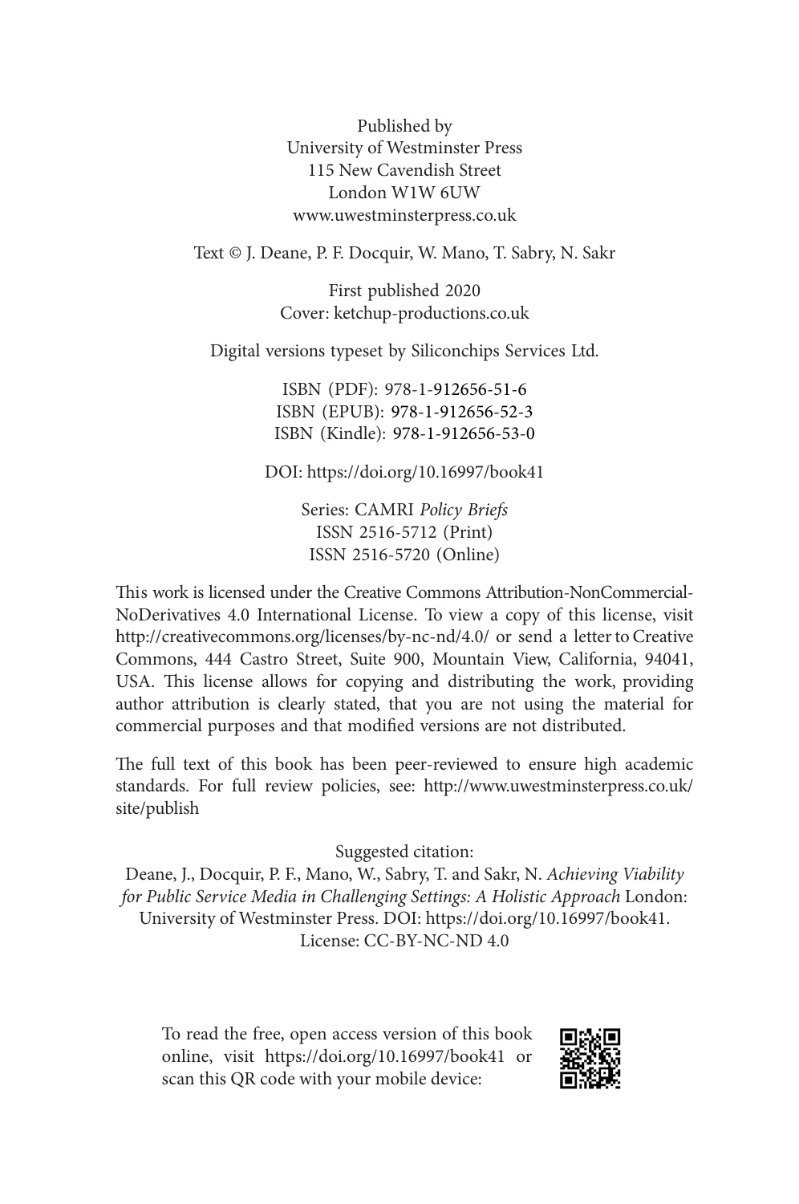Published by
University of Westminster Press
115 New Cavendish Street
London W1W 6UW
www.uwestminsterpress.co.uk

Text © J. Deane, P. F. Docquir, W. Mano, T. Sabry, N. Sakr

First published 2020
Cover: ketchup-productions.co.uk

Digital versions typeset by Siliconchips Services Ltd.

ISBN (PDF): 978-1-912656-51-6
ISBN (EPUB): 978-1-912656-52-3
ISBN (Kindle): 978-1-912656-53-0

DOI: https://doi.org/10.16997/book41

Series: CAMRI *Policy Briefs*
ISSN 2516-5712 (Print)
ISSN 2516-5720 (Online)

This work is licensed under the Creative Commons Attribution-NonCommercial-NoDerivatives 4.0 International License. To view a copy of this license, visit http://creativecommons.org/licenses/by-nc-nd/4.0/ or send a letter to Creative Commons, 444 Castro Street, Suite 900, Mountain View, California, 94041, USA. This license allows for copying and distributing the work, providing author attribution is clearly stated, that you are not using the material for commercial purposes and that modified versions are not distributed.

The full text of this book has been peer-reviewed to ensure high academic standards. For full review policies, see: http://www.uwestminsterpress.co.uk/site/publish

Suggested citation:
Deane, J., Docquir, P. F., Mano, W., Sabry, T. and Sakr, N. *Achieving Viability for Public Service Media in Challenging Settings: A Holistic Approach* London: University of Westminster Press. DOI: https://doi.org/10.16997/book41. License: CC-BY-NC-ND 4.0

To read the free, open access version of this book online, visit https://doi.org/10.16997/book41 or scan this QR code with your mobile device: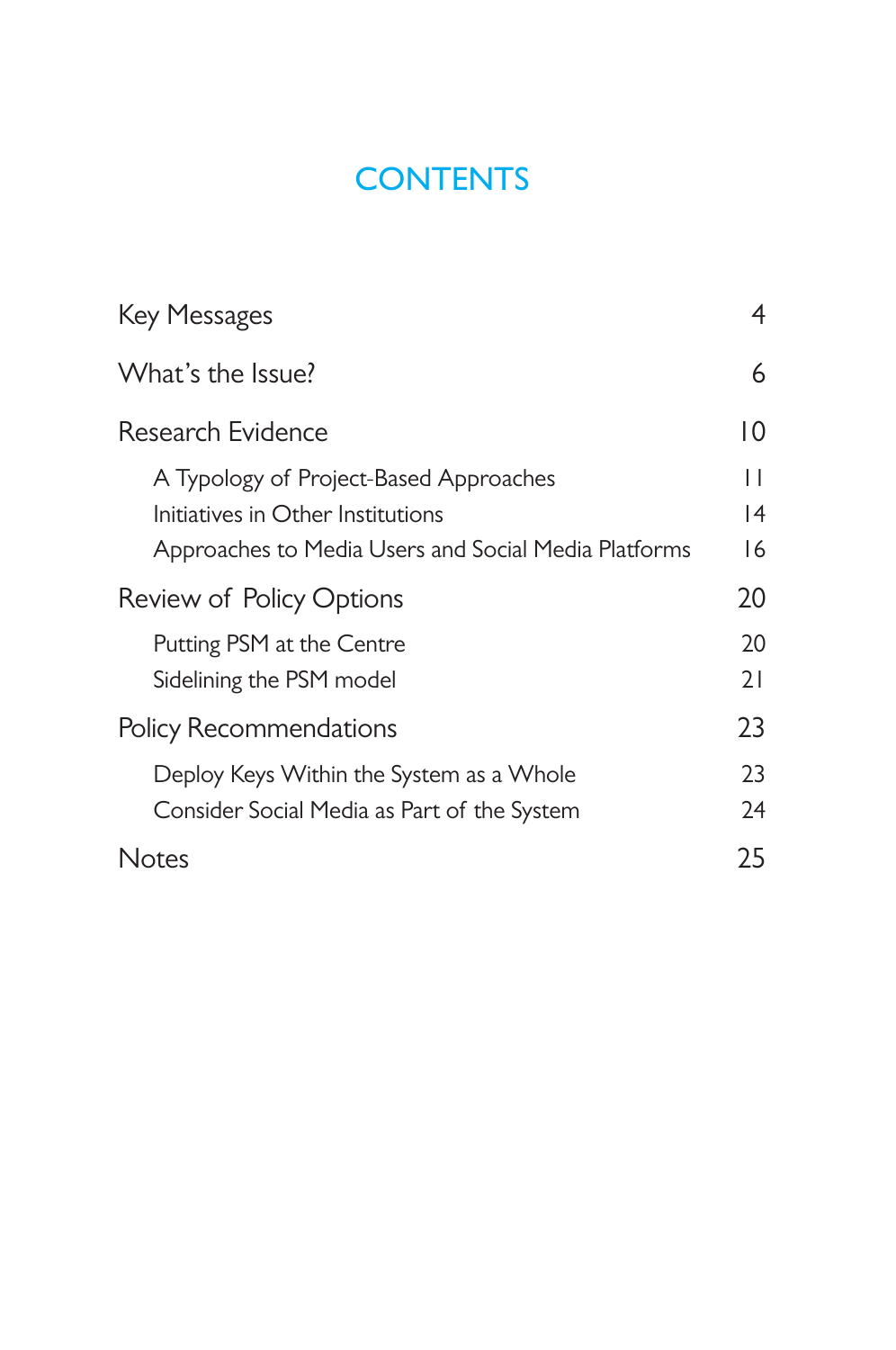# CONTENTS

| | |
|---|---|
| Key Messages | 4 |
| What's the Issue? | 6 |
| Research Evidence | 10 |
| A Typology of Project-Based Approaches | 11 |
| Initiatives in Other Institutions | 14 |
| Approaches to Media Users and Social Media Platforms | 16 |
| Review of Policy Options | 20 |
| Putting PSM at the Centre | 20 |
| Sidelining the PSM model | 21 |
| Policy Recommendations | 23 |
| Deploy Keys Within the System as a Whole | 23 |
| Consider Social Media as Part of the System | 24 |
| Notes | 25 |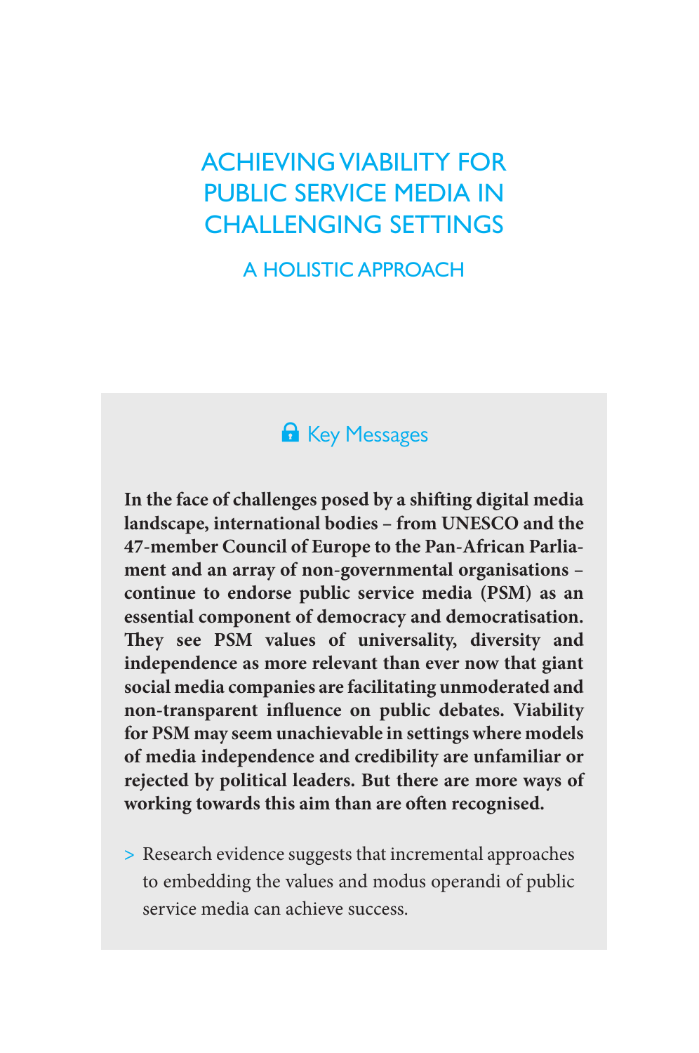# ACHIEVING VIABILITY FOR PUBLIC SERVICE MEDIA IN CHALLENGING SETTINGS

## A HOLISTIC APPROACH

### Key Messages

**In the face of challenges posed by a shifting digital media landscape, international bodies – from UNESCO and the 47-member Council of Europe to the Pan-African Parliament and an array of non-governmental organisations – continue to endorse public service media (PSM) as an essential component of democracy and democratisation. They see PSM values of universality, diversity and independence as more relevant than ever now that giant social media companies are facilitating unmoderated and non-transparent influence on public debates. Viability for PSM may seem unachievable in settings where models of media independence and credibility are unfamiliar or rejected by political leaders. But there are more ways of working towards this aim than are often recognised.**

> Research evidence suggests that incremental approaches to embedding the values and modus operandi of public service media can achieve success.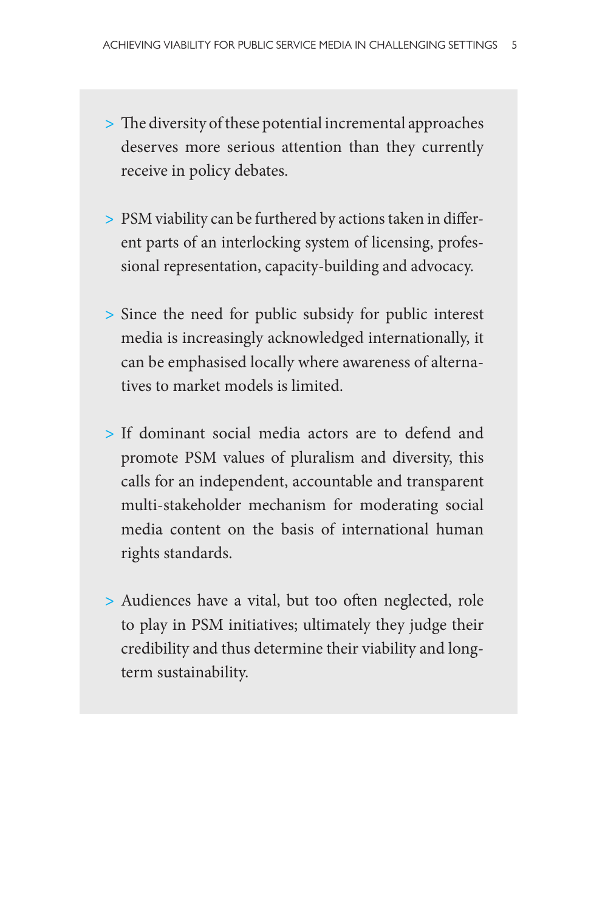- The diversity of these potential incremental approaches deserves more serious attention than they currently receive in policy debates.

- PSM viability can be furthered by actions taken in different parts of an interlocking system of licensing, professional representation, capacity-building and advocacy.

- Since the need for public subsidy for public interest media is increasingly acknowledged internationally, it can be emphasised locally where awareness of alternatives to market models is limited.

- If dominant social media actors are to defend and promote PSM values of pluralism and diversity, this calls for an independent, accountable and transparent multi-stakeholder mechanism for moderating social media content on the basis of international human rights standards.

- Audiences have a vital, but too often neglected, role to play in PSM initiatives; ultimately they judge their credibility and thus determine their viability and long-term sustainability.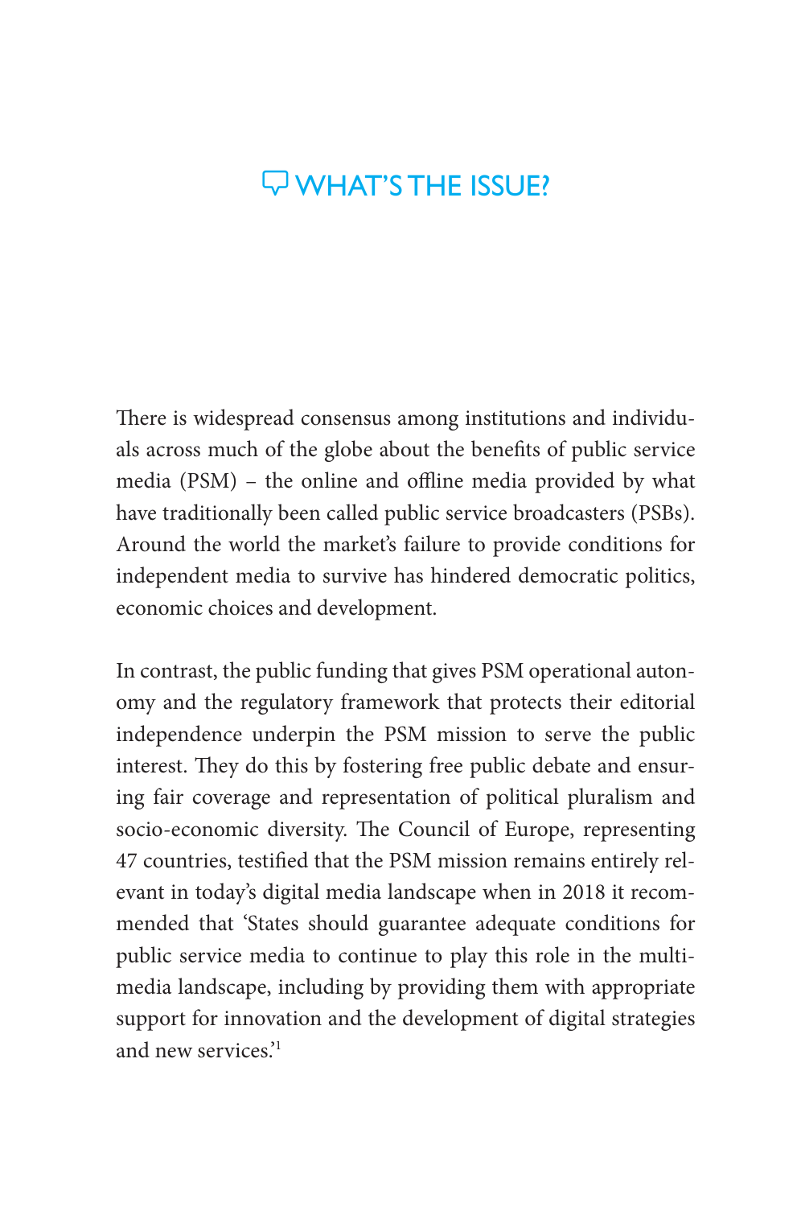## WHAT'S THE ISSUE?

There is widespread consensus among institutions and individuals across much of the globe about the benefits of public service media (PSM) – the online and offline media provided by what have traditionally been called public service broadcasters (PSBs). Around the world the market's failure to provide conditions for independent media to survive has hindered democratic politics, economic choices and development.

In contrast, the public funding that gives PSM operational autonomy and the regulatory framework that protects their editorial independence underpin the PSM mission to serve the public interest. They do this by fostering free public debate and ensuring fair coverage and representation of political pluralism and socio-economic diversity. The Council of Europe, representing 47 countries, testified that the PSM mission remains entirely relevant in today's digital media landscape when in 2018 it recommended that 'States should guarantee adequate conditions for public service media to continue to play this role in the multimedia landscape, including by providing them with appropriate support for innovation and the development of digital strategies and new services.'[1]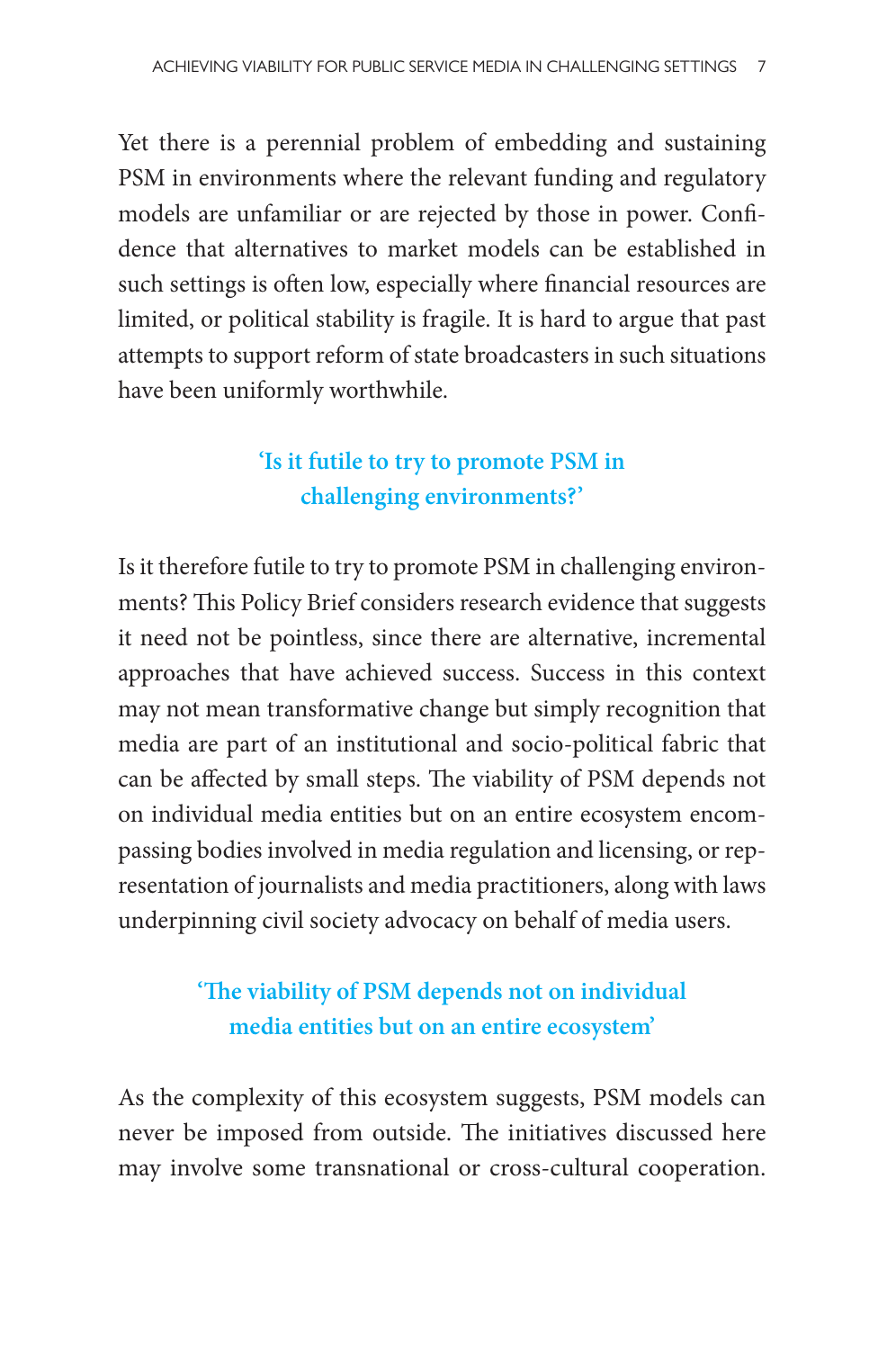Yet there is a perennial problem of embedding and sustaining PSM in environments where the relevant funding and regulatory models are unfamiliar or are rejected by those in power. Confidence that alternatives to market models can be established in such settings is often low, especially where financial resources are limited, or political stability is fragile. It is hard to argue that past attempts to support reform of state broadcasters in such situations have been uniformly worthwhile.

> **'Is it futile to try to promote PSM in challenging environments?'**

Is it therefore futile to try to promote PSM in challenging environments? This Policy Brief considers research evidence that suggests it need not be pointless, since there are alternative, incremental approaches that have achieved success. Success in this context may not mean transformative change but simply recognition that media are part of an institutional and socio-political fabric that can be affected by small steps. The viability of PSM depends not on individual media entities but on an entire ecosystem encompassing bodies involved in media regulation and licensing, or representation of journalists and media practitioners, along with laws underpinning civil society advocacy on behalf of media users.

> **'The viability of PSM depends not on individual media entities but on an entire ecosystem'**

As the complexity of this ecosystem suggests, PSM models can never be imposed from outside. The initiatives discussed here may involve some transnational or cross-cultural cooperation.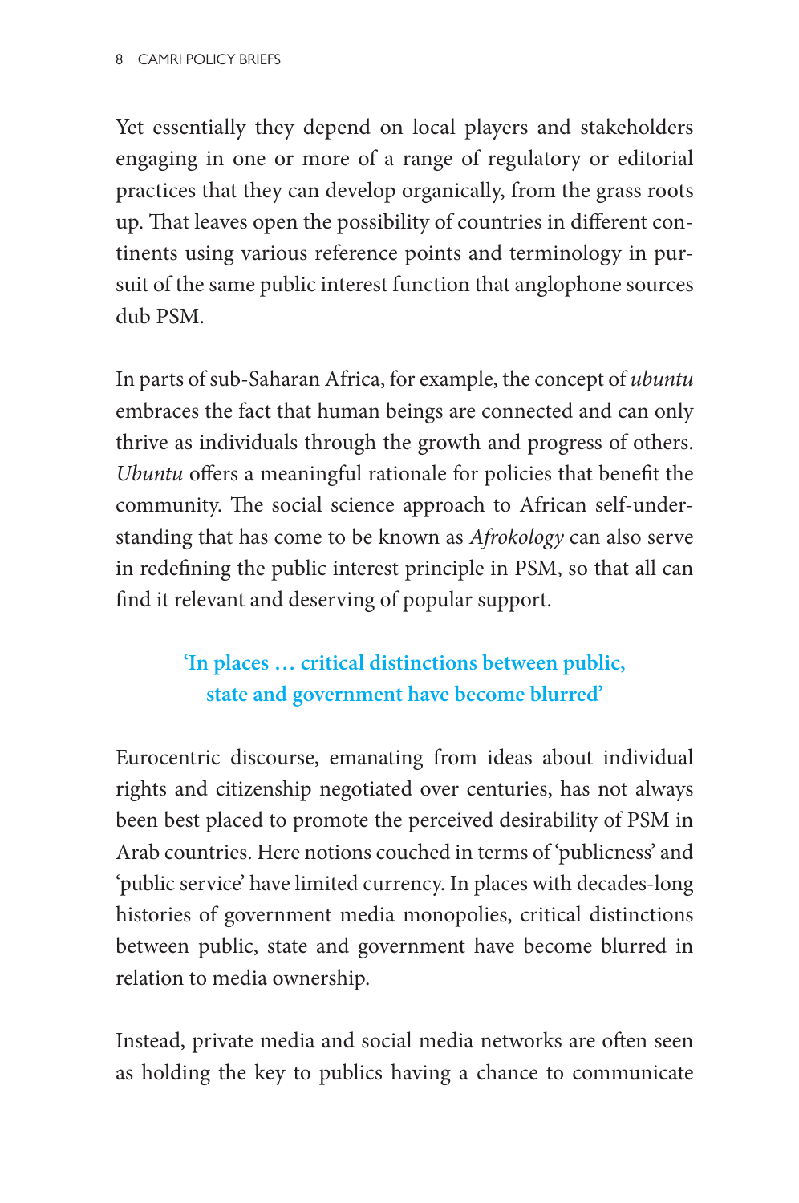Yet essentially they depend on local players and stakeholders engaging in one or more of a range of regulatory or editorial practices that they can develop organically, from the grass roots up. That leaves open the possibility of countries in different continents using various reference points and terminology in pursuit of the same public interest function that anglophone sources dub PSM.

In parts of sub-Saharan Africa, for example, the concept of *ubuntu* embraces the fact that human beings are connected and can only thrive as individuals through the growth and progress of others. *Ubuntu* offers a meaningful rationale for policies that benefit the community. The social science approach to African self-understanding that has come to be known as *Afrokology* can also serve in redefining the public interest principle in PSM, so that all can find it relevant and deserving of popular support.

**'In places … critical distinctions between public, state and government have become blurred'**

Eurocentric discourse, emanating from ideas about individual rights and citizenship negotiated over centuries, has not always been best placed to promote the perceived desirability of PSM in Arab countries. Here notions couched in terms of 'publicness' and 'public service' have limited currency. In places with decades-long histories of government media monopolies, critical distinctions between public, state and government have become blurred in relation to media ownership.

Instead, private media and social media networks are often seen as holding the key to publics having a chance to communicate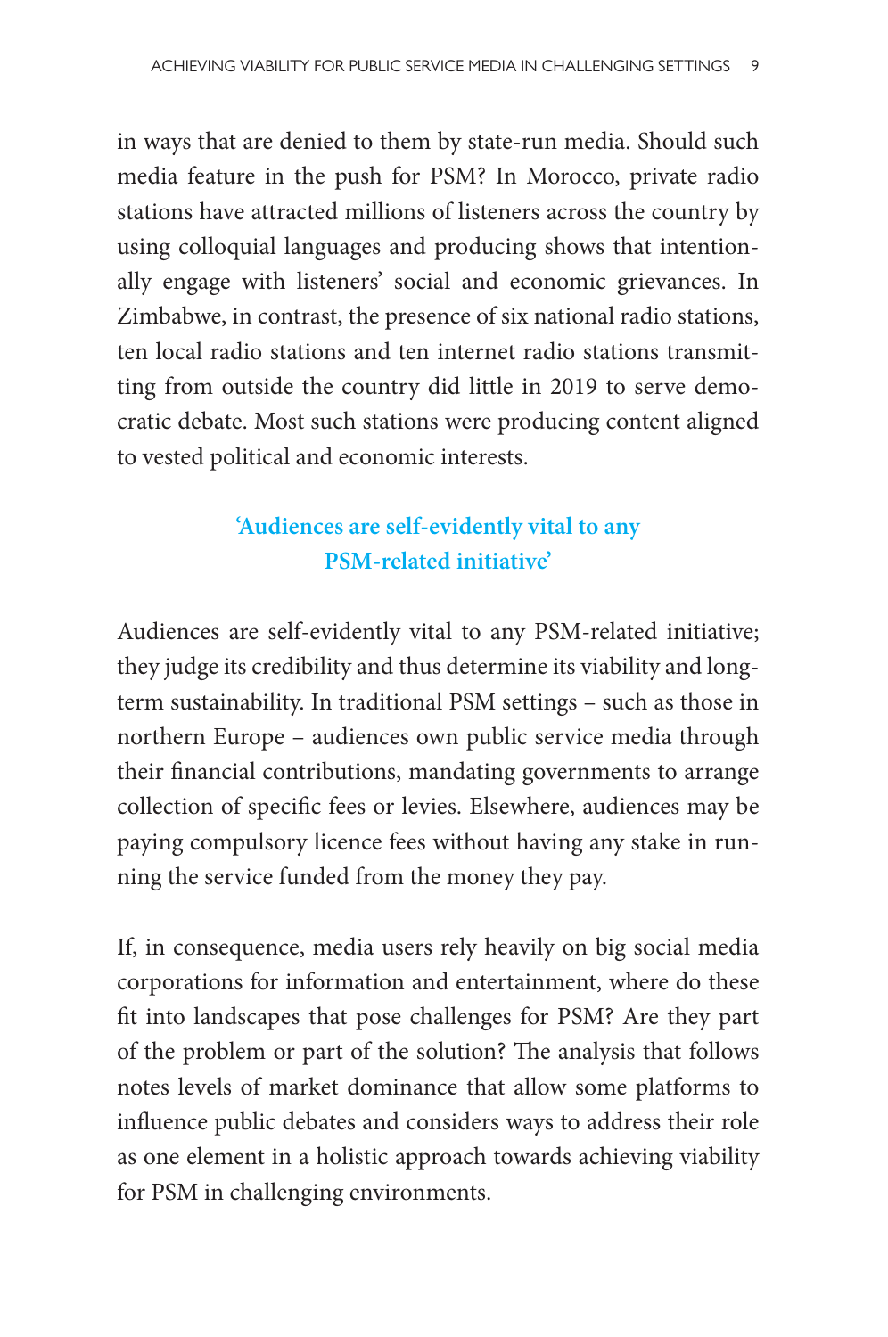in ways that are denied to them by state-run media. Should such media feature in the push for PSM? In Morocco, private radio stations have attracted millions of listeners across the country by using colloquial languages and producing shows that intentionally engage with listeners' social and economic grievances. In Zimbabwe, in contrast, the presence of six national radio stations, ten local radio stations and ten internet radio stations transmitting from outside the country did little in 2019 to serve democratic debate. Most such stations were producing content aligned to vested political and economic interests.

> **'Audiences are self-evidently vital to any PSM-related initiative'**

Audiences are self-evidently vital to any PSM-related initiative; they judge its credibility and thus determine its viability and long-term sustainability. In traditional PSM settings – such as those in northern Europe – audiences own public service media through their financial contributions, mandating governments to arrange collection of specific fees or levies. Elsewhere, audiences may be paying compulsory licence fees without having any stake in running the service funded from the money they pay.

If, in consequence, media users rely heavily on big social media corporations for information and entertainment, where do these fit into landscapes that pose challenges for PSM? Are they part of the problem or part of the solution? The analysis that follows notes levels of market dominance that allow some platforms to influence public debates and considers ways to address their role as one element in a holistic approach towards achieving viability for PSM in challenging environments.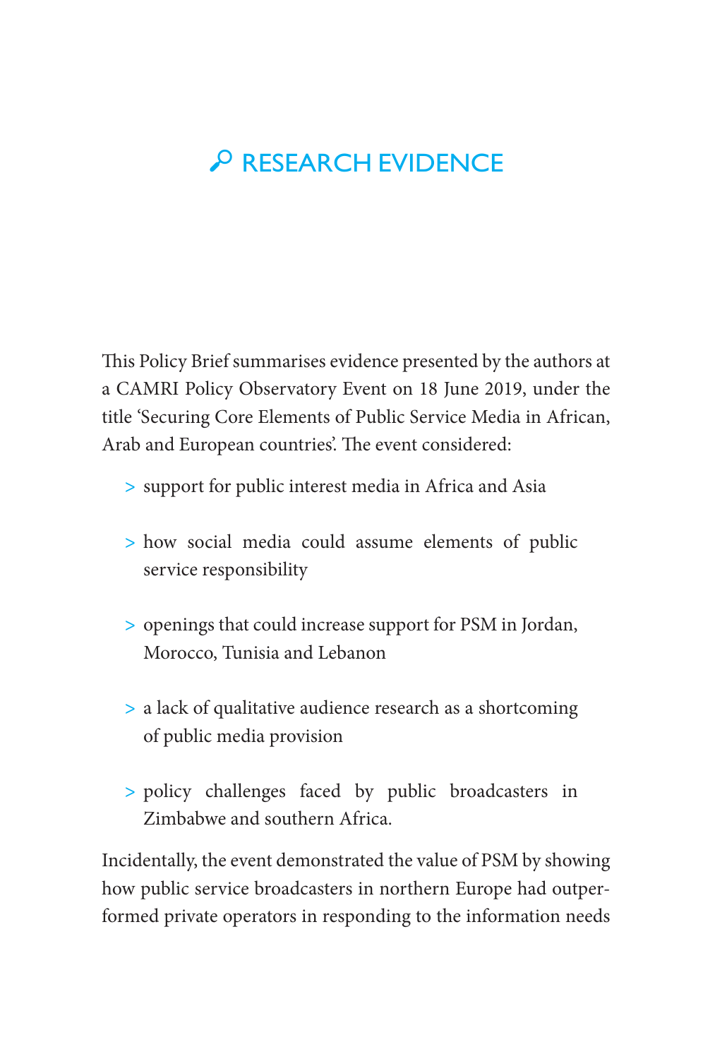# RESEARCH EVIDENCE

This Policy Brief summarises evidence presented by the authors at a CAMRI Policy Observatory Event on 18 June 2019, under the title 'Securing Core Elements of Public Service Media in African, Arab and European countries'. The event considered:

- support for public interest media in Africa and Asia
- how social media could assume elements of public service responsibility
- openings that could increase support for PSM in Jordan, Morocco, Tunisia and Lebanon
- a lack of qualitative audience research as a shortcoming of public media provision
- policy challenges faced by public broadcasters in Zimbabwe and southern Africa.

Incidentally, the event demonstrated the value of PSM by showing how public service broadcasters in northern Europe had outperformed private operators in responding to the information needs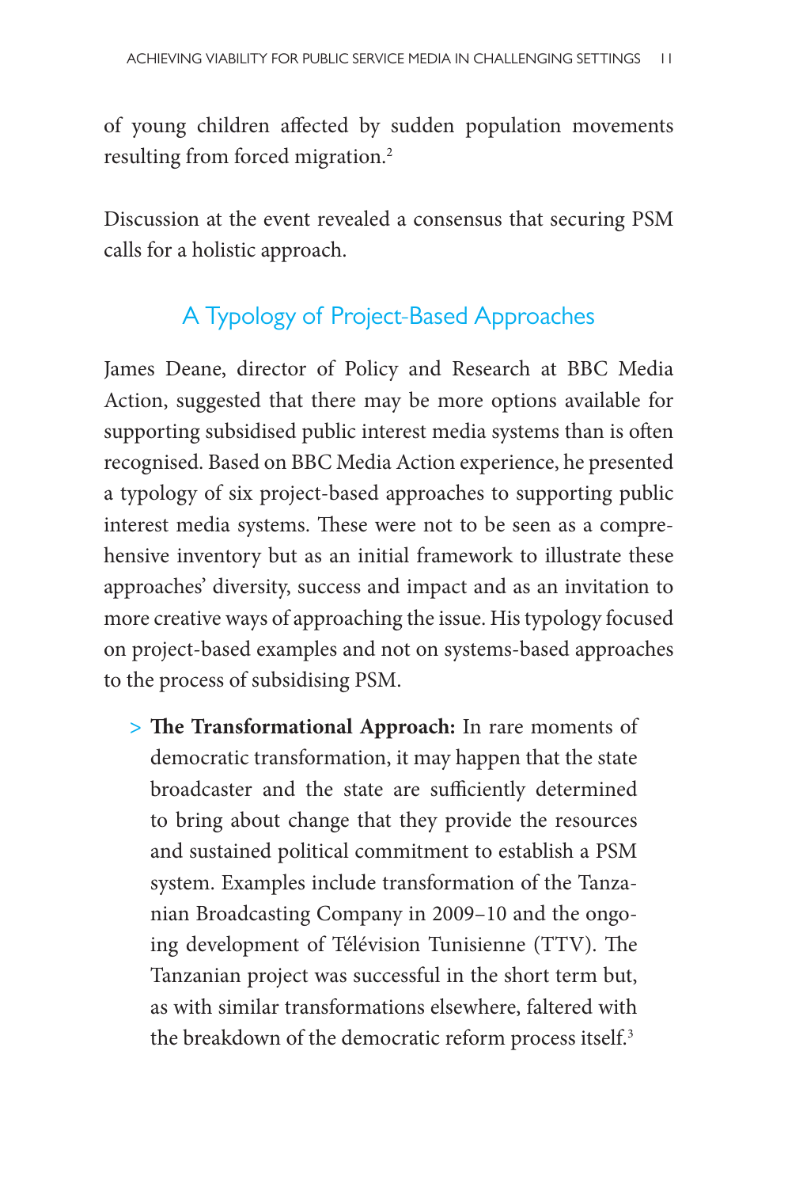of young children affected by sudden population movements resulting from forced migration.[2]

Discussion at the event revealed a consensus that securing PSM calls for a holistic approach.

## A Typology of Project-Based Approaches

James Deane, director of Policy and Research at BBC Media Action, suggested that there may be more options available for supporting subsidised public interest media systems than is often recognised. Based on BBC Media Action experience, he presented a typology of six project-based approaches to supporting public interest media systems. These were not to be seen as a comprehensive inventory but as an initial framework to illustrate these approaches' diversity, success and impact and as an invitation to more creative ways of approaching the issue. His typology focused on project-based examples and not on systems-based approaches to the process of subsidising PSM.

- **The Transformational Approach:** In rare moments of democratic transformation, it may happen that the state broadcaster and the state are sufficiently determined to bring about change that they provide the resources and sustained political commitment to establish a PSM system. Examples include transformation of the Tanzanian Broadcasting Company in 2009–10 and the ongoing development of Télévision Tunisienne (TTV). The Tanzanian project was successful in the short term but, as with similar transformations elsewhere, faltered with the breakdown of the democratic reform process itself.[3]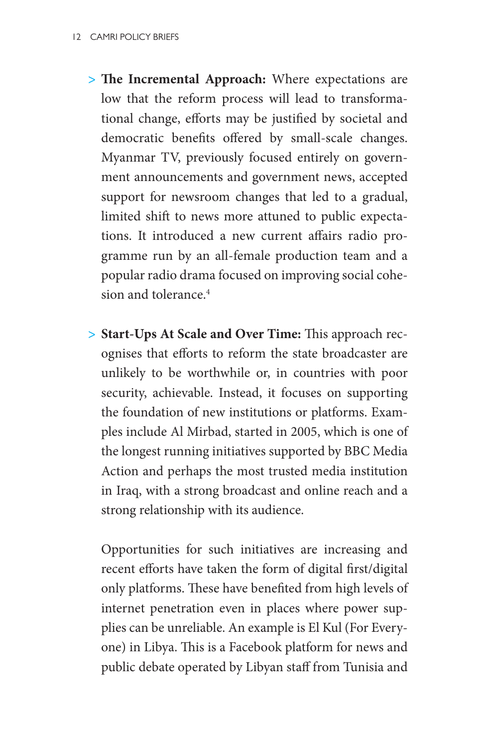- **The Incremental Approach:** Where expectations are low that the reform process will lead to transformational change, efforts may be justified by societal and democratic benefits offered by small-scale changes. Myanmar TV, previously focused entirely on government announcements and government news, accepted support for newsroom changes that led to a gradual, limited shift to news more attuned to public expectations. It introduced a new current affairs radio programme run by an all-female production team and a popular radio drama focused on improving social cohesion and tolerance.[4]

- **Start-Ups At Scale and Over Time:** This approach recognises that efforts to reform the state broadcaster are unlikely to be worthwhile or, in countries with poor security, achievable. Instead, it focuses on supporting the foundation of new institutions or platforms. Examples include Al Mirbad, started in 2005, which is one of the longest running initiatives supported by BBC Media Action and perhaps the most trusted media institution in Iraq, with a strong broadcast and online reach and a strong relationship with its audience.

  Opportunities for such initiatives are increasing and recent efforts have taken the form of digital first/digital only platforms. These have benefited from high levels of internet penetration even in places where power supplies can be unreliable. An example is El Kul (For Everyone) in Libya. This is a Facebook platform for news and public debate operated by Libyan staff from Tunisia and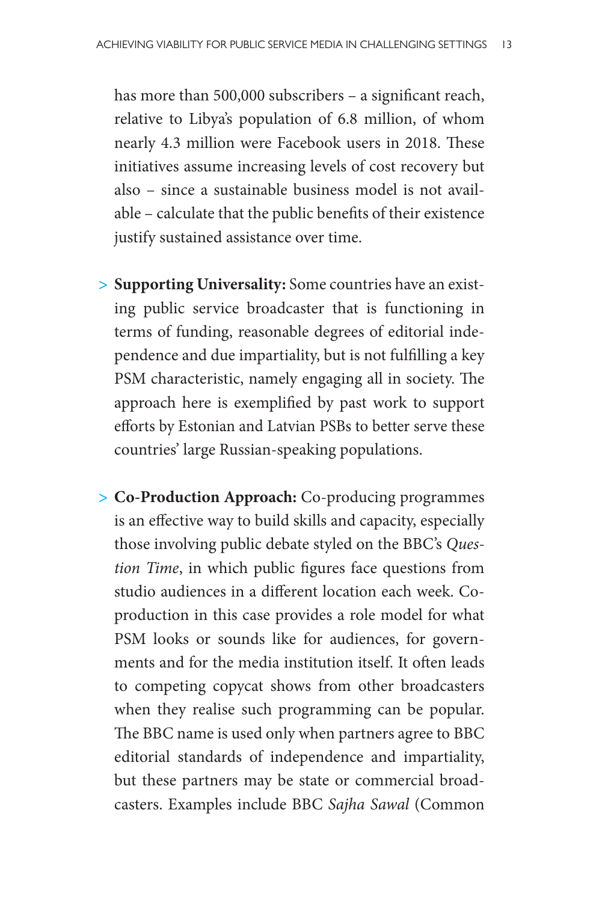has more than 500,000 subscribers – a significant reach, relative to Libya's population of 6.8 million, of whom nearly 4.3 million were Facebook users in 2018. These initiatives assume increasing levels of cost recovery but also – since a sustainable business model is not available – calculate that the public benefits of their existence justify sustained assistance over time.

> **Supporting Universality:** Some countries have an existing public service broadcaster that is functioning in terms of funding, reasonable degrees of editorial independence and due impartiality, but is not fulfilling a key PSM characteristic, namely engaging all in society. The approach here is exemplified by past work to support efforts by Estonian and Latvian PSBs to better serve these countries' large Russian-speaking populations.

> **Co-Production Approach:** Co-producing programmes is an effective way to build skills and capacity, especially those involving public debate styled on the BBC's *Question Time*, in which public figures face questions from studio audiences in a different location each week. Co-production in this case provides a role model for what PSM looks or sounds like for audiences, for governments and for the media institution itself. It often leads to competing copycat shows from other broadcasters when they realise such programming can be popular. The BBC name is used only when partners agree to BBC editorial standards of independence and impartiality, but these partners may be state or commercial broadcasters. Examples include BBC *Sajha Sawal* (Common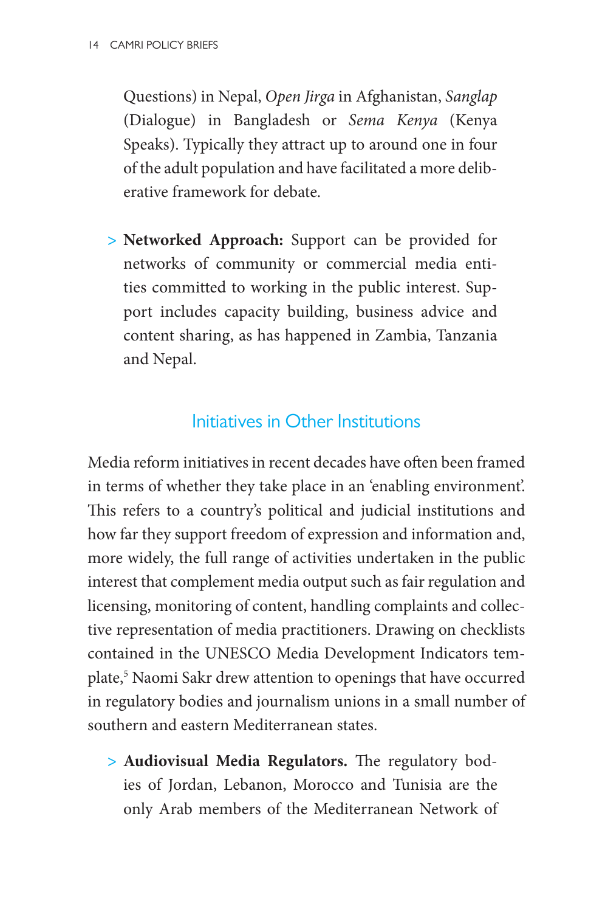Questions) in Nepal, *Open Jirga* in Afghanistan, *Sanglap* (Dialogue) in Bangladesh or *Sema Kenya* (Kenya Speaks). Typically they attract up to around one in four of the adult population and have facilitated a more deliberative framework for debate.

> **Networked Approach:** Support can be provided for networks of community or commercial media entities committed to working in the public interest. Support includes capacity building, business advice and content sharing, as has happened in Zambia, Tanzania and Nepal.

## Initiatives in Other Institutions

Media reform initiatives in recent decades have often been framed in terms of whether they take place in an 'enabling environment'. This refers to a country's political and judicial institutions and how far they support freedom of expression and information and, more widely, the full range of activities undertaken in the public interest that complement media output such as fair regulation and licensing, monitoring of content, handling complaints and collective representation of media practitioners. Drawing on checklists contained in the UNESCO Media Development Indicators template,[5] Naomi Sakr drew attention to openings that have occurred in regulatory bodies and journalism unions in a small number of southern and eastern Mediterranean states.

> **Audiovisual Media Regulators.** The regulatory bodies of Jordan, Lebanon, Morocco and Tunisia are the only Arab members of the Mediterranean Network of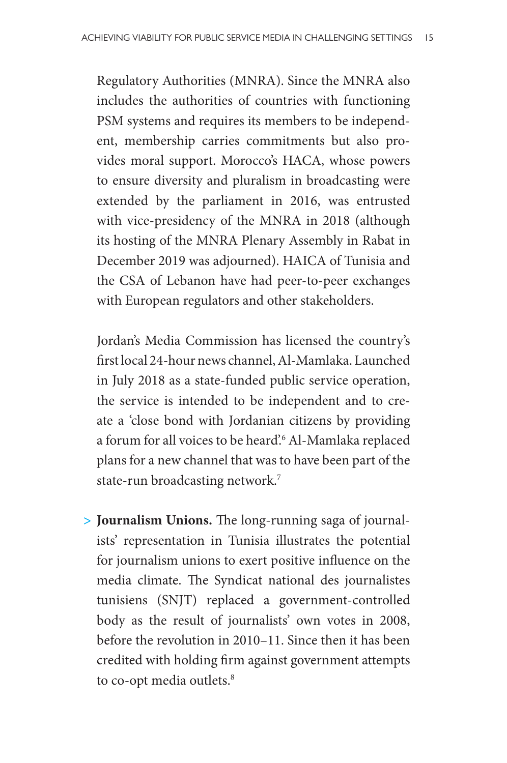Regulatory Authorities (MNRA). Since the MNRA also includes the authorities of countries with functioning PSM systems and requires its members to be independent, membership carries commitments but also provides moral support. Morocco's HACA, whose powers to ensure diversity and pluralism in broadcasting were extended by the parliament in 2016, was entrusted with vice-presidency of the MNRA in 2018 (although its hosting of the MNRA Plenary Assembly in Rabat in December 2019 was adjourned). HAICA of Tunisia and the CSA of Lebanon have had peer-to-peer exchanges with European regulators and other stakeholders.

Jordan's Media Commission has licensed the country's first local 24-hour news channel, Al-Mamlaka. Launched in July 2018 as a state-funded public service operation, the service is intended to be independent and to create a 'close bond with Jordanian citizens by providing a forum for all voices to be heard'.[6] Al-Mamlaka replaced plans for a new channel that was to have been part of the state-run broadcasting network.[7]

> **Journalism Unions.** The long-running saga of journalists' representation in Tunisia illustrates the potential for journalism unions to exert positive influence on the media climate. The Syndicat national des journalistes tunisiens (SNJT) replaced a government-controlled body as the result of journalists' own votes in 2008, before the revolution in 2010–11. Since then it has been credited with holding firm against government attempts to co-opt media outlets.[8]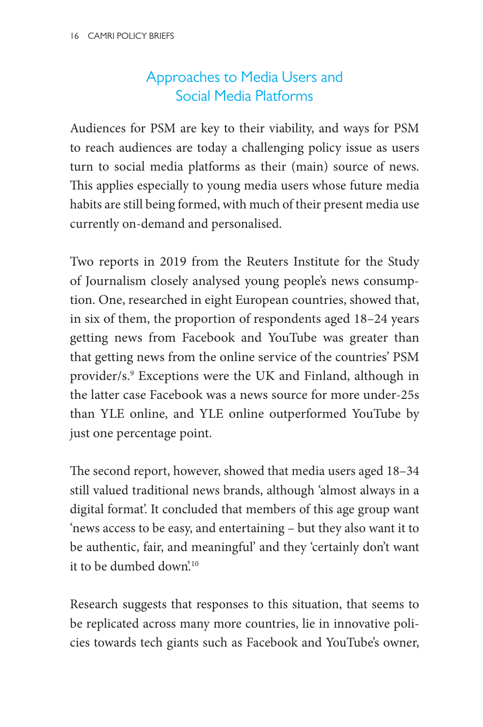## Approaches to Media Users and Social Media Platforms

Audiences for PSM are key to their viability, and ways for PSM to reach audiences are today a challenging policy issue as users turn to social media platforms as their (main) source of news. This applies especially to young media users whose future media habits are still being formed, with much of their present media use currently on-demand and personalised.

Two reports in 2019 from the Reuters Institute for the Study of Journalism closely analysed young people's news consumption. One, researched in eight European countries, showed that, in six of them, the proportion of respondents aged 18–24 years getting news from Facebook and YouTube was greater than that getting news from the online service of the countries' PSM provider/s.[9] Exceptions were the UK and Finland, although in the latter case Facebook was a news source for more under-25s than YLE online, and YLE online outperformed YouTube by just one percentage point.

The second report, however, showed that media users aged 18–34 still valued traditional news brands, although 'almost always in a digital format'. It concluded that members of this age group want 'news access to be easy, and entertaining – but they also want it to be authentic, fair, and meaningful' and they 'certainly don't want it to be dumbed down'.[10]

Research suggests that responses to this situation, that seems to be replicated across many more countries, lie in innovative policies towards tech giants such as Facebook and YouTube's owner,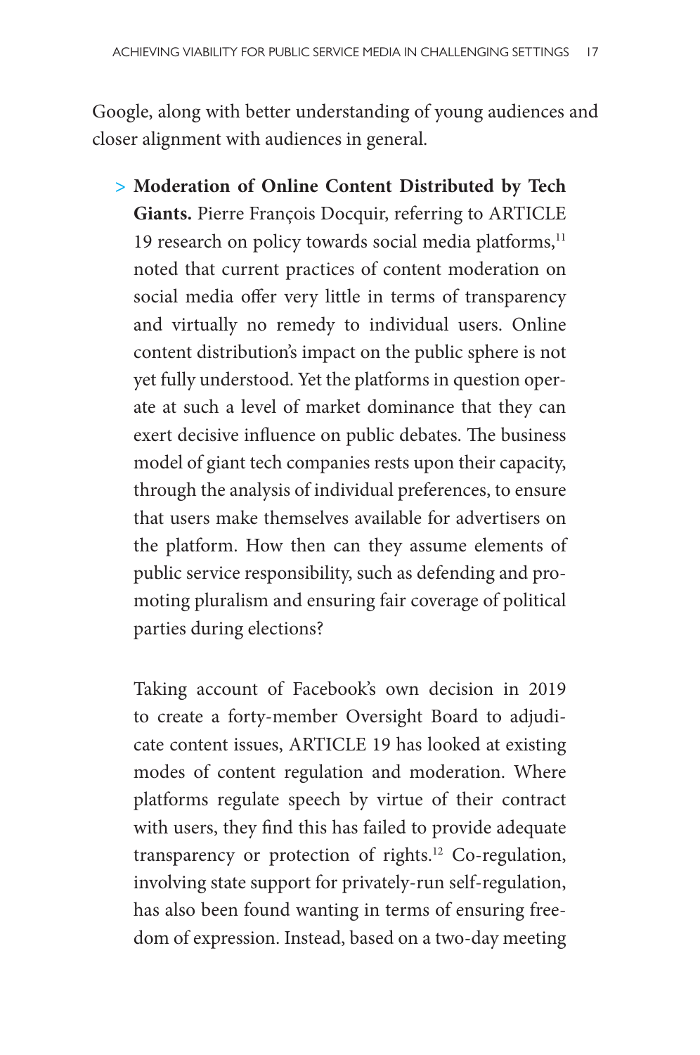Google, along with better understanding of young audiences and closer alignment with audiences in general.

> **Moderation of Online Content Distributed by Tech Giants.** Pierre François Docquir, referring to ARTICLE 19 research on policy towards social media platforms,[11] noted that current practices of content moderation on social media offer very little in terms of transparency and virtually no remedy to individual users. Online content distribution's impact on the public sphere is not yet fully understood. Yet the platforms in question operate at such a level of market dominance that they can exert decisive influence on public debates. The business model of giant tech companies rests upon their capacity, through the analysis of individual preferences, to ensure that users make themselves available for advertisers on the platform. How then can they assume elements of public service responsibility, such as defending and promoting pluralism and ensuring fair coverage of political parties during elections?
>
> Taking account of Facebook's own decision in 2019 to create a forty-member Oversight Board to adjudicate content issues, ARTICLE 19 has looked at existing modes of content regulation and moderation. Where platforms regulate speech by virtue of their contract with users, they find this has failed to provide adequate transparency or protection of rights.[12] Co-regulation, involving state support for privately-run self-regulation, has also been found wanting in terms of ensuring freedom of expression. Instead, based on a two-day meeting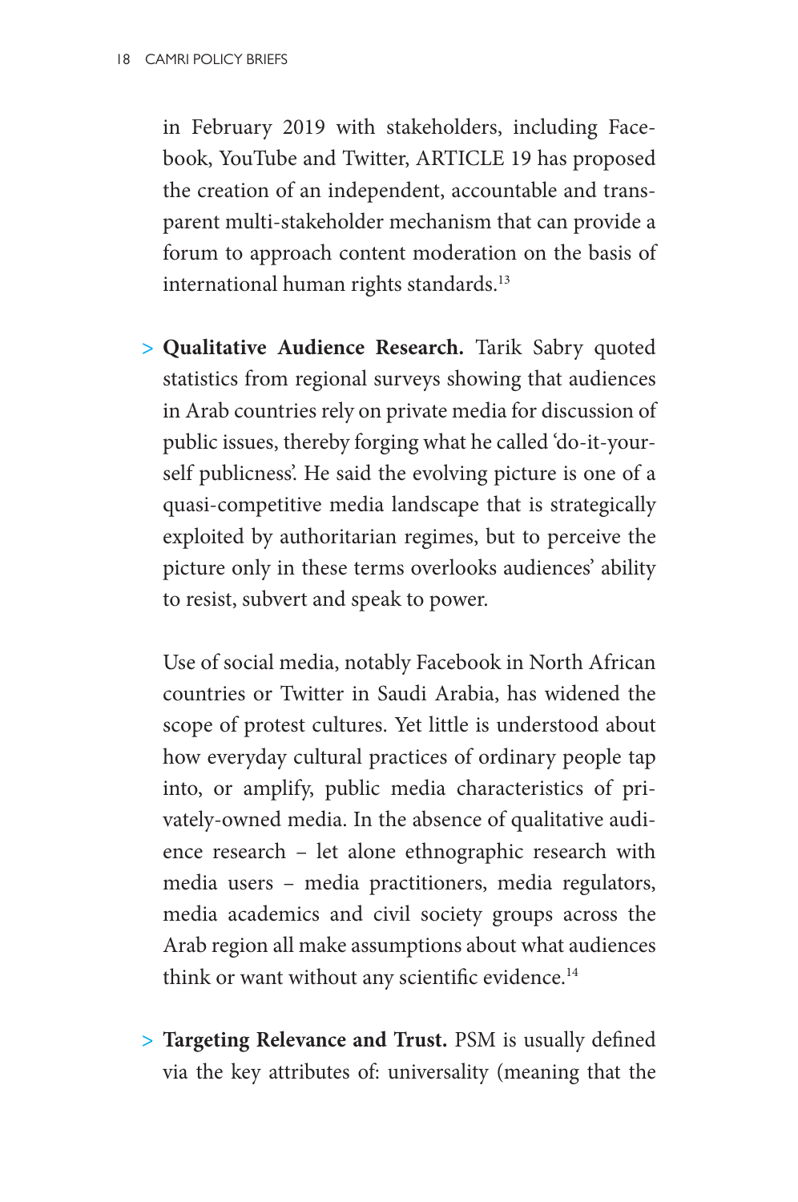in February 2019 with stakeholders, including Facebook, YouTube and Twitter, ARTICLE 19 has proposed the creation of an independent, accountable and transparent multi-stakeholder mechanism that can provide a forum to approach content moderation on the basis of international human rights standards.[13]

> **Qualitative Audience Research.** Tarik Sabry quoted statistics from regional surveys showing that audiences in Arab countries rely on private media for discussion of public issues, thereby forging what he called 'do-it-yourself publicness'. He said the evolving picture is one of a quasi-competitive media landscape that is strategically exploited by authoritarian regimes, but to perceive the picture only in these terms overlooks audiences' ability to resist, subvert and speak to power.

Use of social media, notably Facebook in North African countries or Twitter in Saudi Arabia, has widened the scope of protest cultures. Yet little is understood about how everyday cultural practices of ordinary people tap into, or amplify, public media characteristics of privately-owned media. In the absence of qualitative audience research – let alone ethnographic research with media users – media practitioners, media regulators, media academics and civil society groups across the Arab region all make assumptions about what audiences think or want without any scientific evidence.[14]

> **Targeting Relevance and Trust.** PSM is usually defined via the key attributes of: universality (meaning that the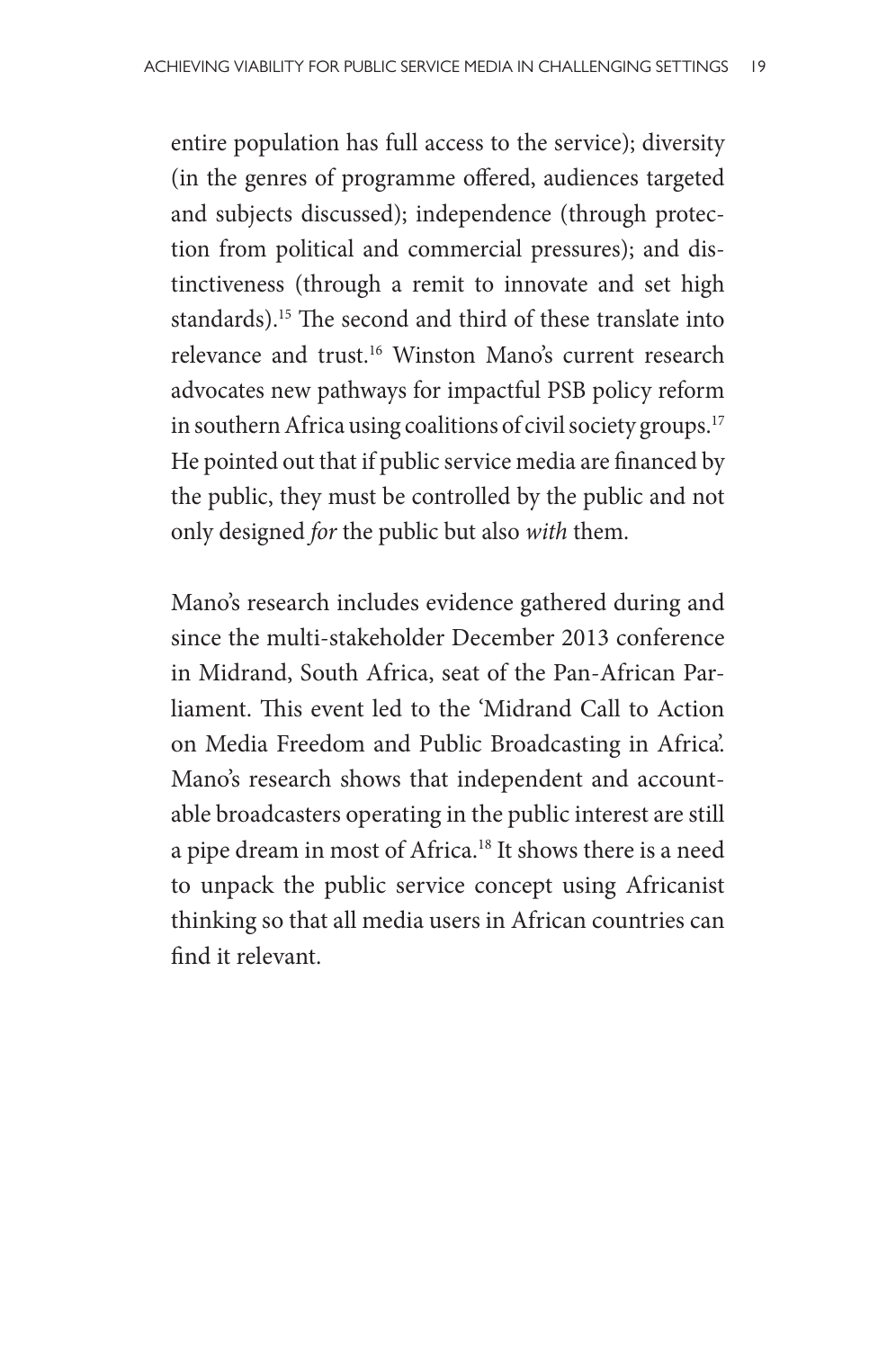entire population has full access to the service); diversity (in the genres of programme offered, audiences targeted and subjects discussed); independence (through protection from political and commercial pressures); and distinctiveness (through a remit to innovate and set high standards).[15] The second and third of these translate into relevance and trust.[16] Winston Mano's current research advocates new pathways for impactful PSB policy reform in southern Africa using coalitions of civil society groups.[17] He pointed out that if public service media are financed by the public, they must be controlled by the public and not only designed *for* the public but also *with* them.

Mano's research includes evidence gathered during and since the multi-stakeholder December 2013 conference in Midrand, South Africa, seat of the Pan-African Parliament. This event led to the 'Midrand Call to Action on Media Freedom and Public Broadcasting in Africa'. Mano's research shows that independent and accountable broadcasters operating in the public interest are still a pipe dream in most of Africa.[18] It shows there is a need to unpack the public service concept using Africanist thinking so that all media users in African countries can find it relevant.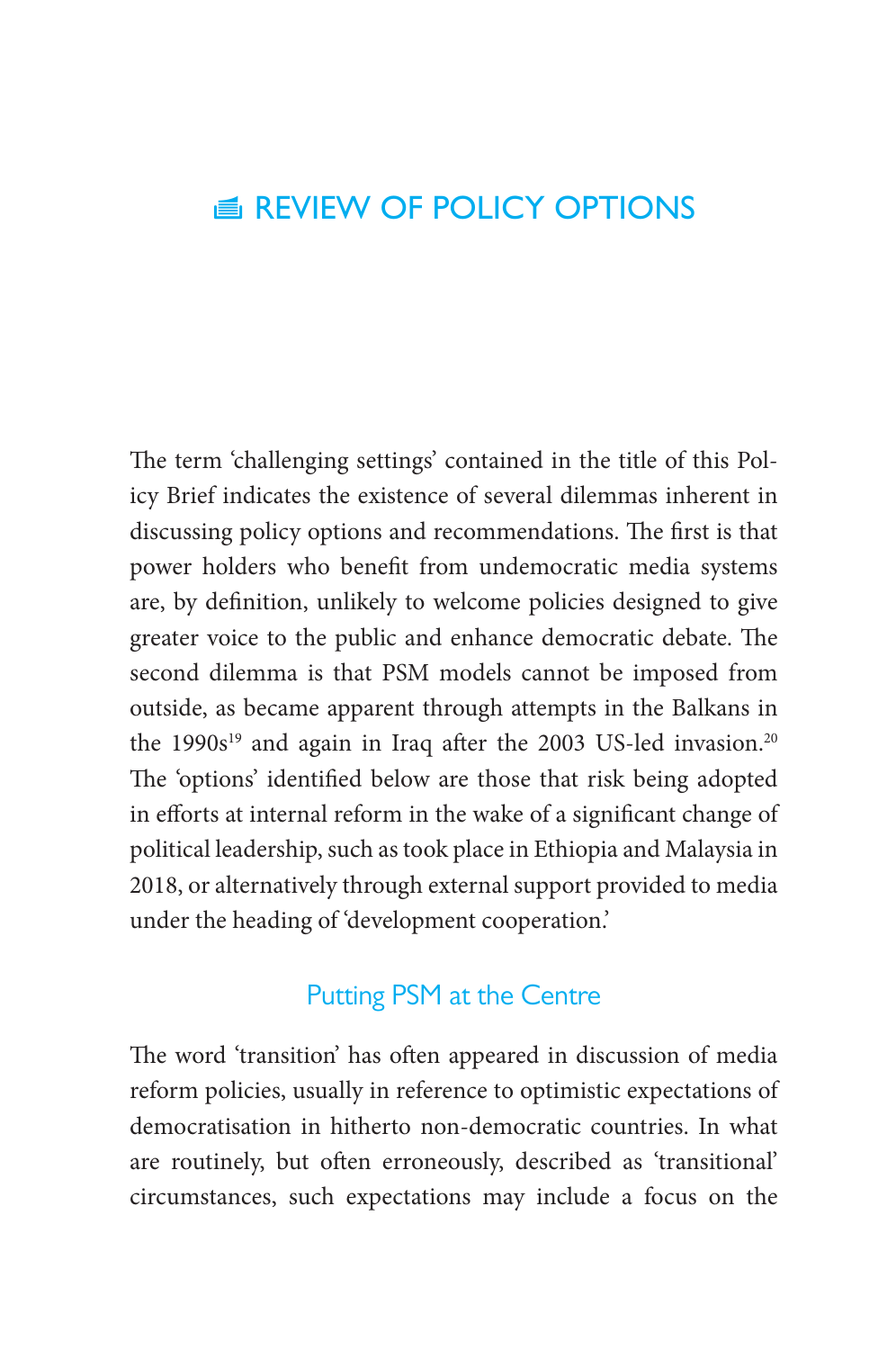# REVIEW OF POLICY OPTIONS

The term 'challenging settings' contained in the title of this Policy Brief indicates the existence of several dilemmas inherent in discussing policy options and recommendations. The first is that power holders who benefit from undemocratic media systems are, by definition, unlikely to welcome policies designed to give greater voice to the public and enhance democratic debate. The second dilemma is that PSM models cannot be imposed from outside, as became apparent through attempts in the Balkans in the 1990s[19] and again in Iraq after the 2003 US-led invasion.[20] The 'options' identified below are those that risk being adopted in efforts at internal reform in the wake of a significant change of political leadership, such as took place in Ethiopia and Malaysia in 2018, or alternatively through external support provided to media under the heading of 'development cooperation.'

## Putting PSM at the Centre

The word 'transition' has often appeared in discussion of media reform policies, usually in reference to optimistic expectations of democratisation in hitherto non-democratic countries. In what are routinely, but often erroneously, described as 'transitional' circumstances, such expectations may include a focus on the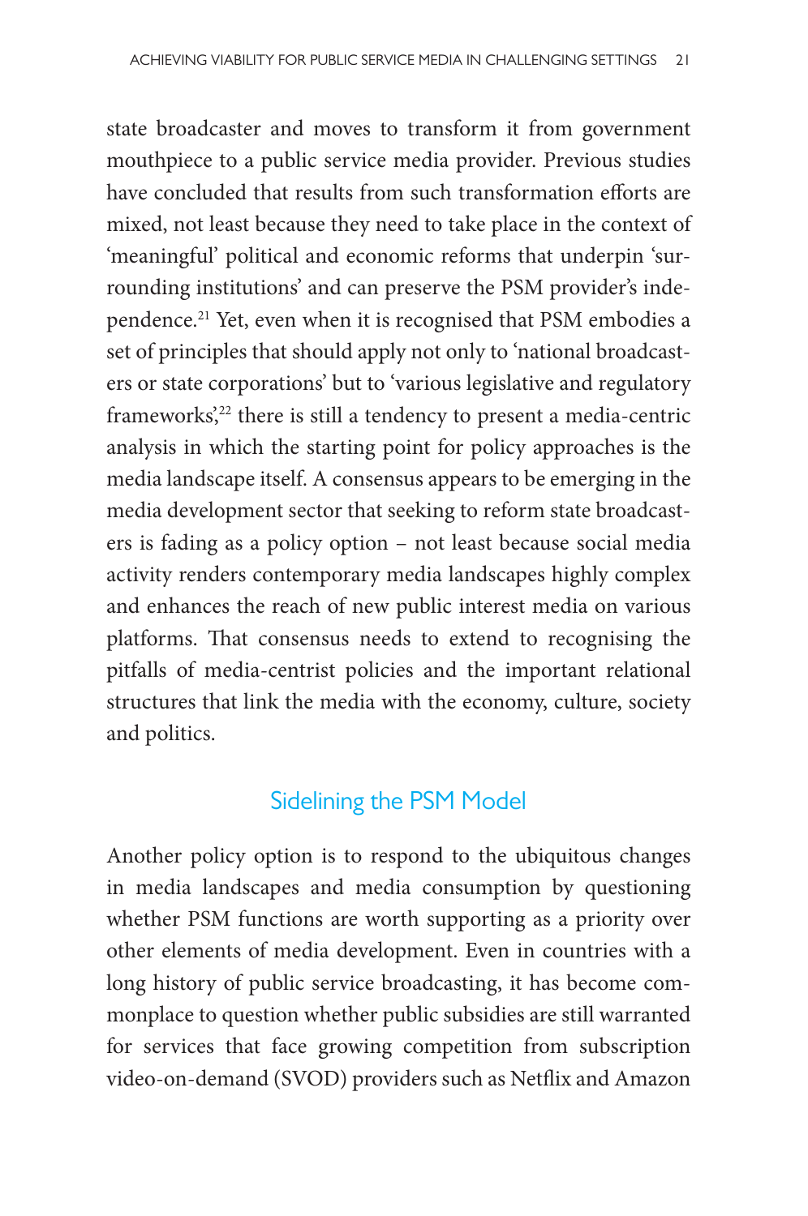state broadcaster and moves to transform it from government mouthpiece to a public service media provider. Previous studies have concluded that results from such transformation efforts are mixed, not least because they need to take place in the context of 'meaningful' political and economic reforms that underpin 'surrounding institutions' and can preserve the PSM provider's independence.[21] Yet, even when it is recognised that PSM embodies a set of principles that should apply not only to 'national broadcasters or state corporations' but to 'various legislative and regulatory frameworks',[22] there is still a tendency to present a media-centric analysis in which the starting point for policy approaches is the media landscape itself. A consensus appears to be emerging in the media development sector that seeking to reform state broadcasters is fading as a policy option – not least because social media activity renders contemporary media landscapes highly complex and enhances the reach of new public interest media on various platforms. That consensus needs to extend to recognising the pitfalls of media-centrist policies and the important relational structures that link the media with the economy, culture, society and politics.

## Sidelining the PSM Model

Another policy option is to respond to the ubiquitous changes in media landscapes and media consumption by questioning whether PSM functions are worth supporting as a priority over other elements of media development. Even in countries with a long history of public service broadcasting, it has become commonplace to question whether public subsidies are still warranted for services that face growing competition from subscription video-on-demand (SVOD) providers such as Netflix and Amazon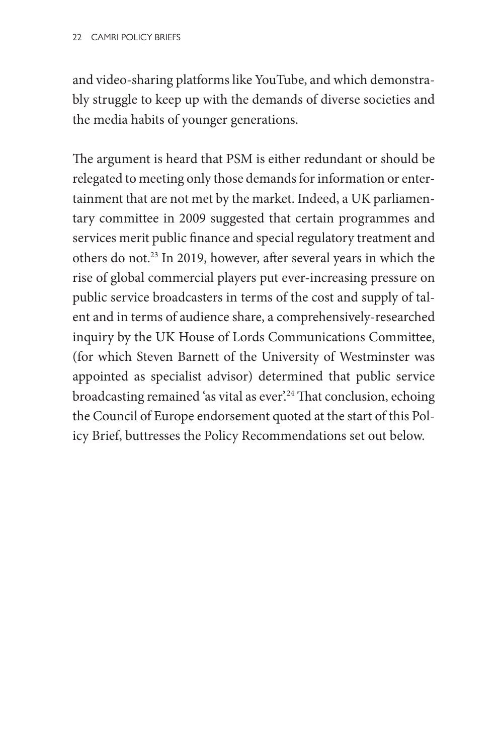and video-sharing platforms like YouTube, and which demonstrably struggle to keep up with the demands of diverse societies and the media habits of younger generations.

The argument is heard that PSM is either redundant or should be relegated to meeting only those demands for information or entertainment that are not met by the market. Indeed, a UK parliamentary committee in 2009 suggested that certain programmes and services merit public finance and special regulatory treatment and others do not.[23] In 2019, however, after several years in which the rise of global commercial players put ever-increasing pressure on public service broadcasters in terms of the cost and supply of talent and in terms of audience share, a comprehensively-researched inquiry by the UK House of Lords Communications Committee, (for which Steven Barnett of the University of Westminster was appointed as specialist advisor) determined that public service broadcasting remained 'as vital as ever'.[24] That conclusion, echoing the Council of Europe endorsement quoted at the start of this Policy Brief, buttresses the Policy Recommendations set out below.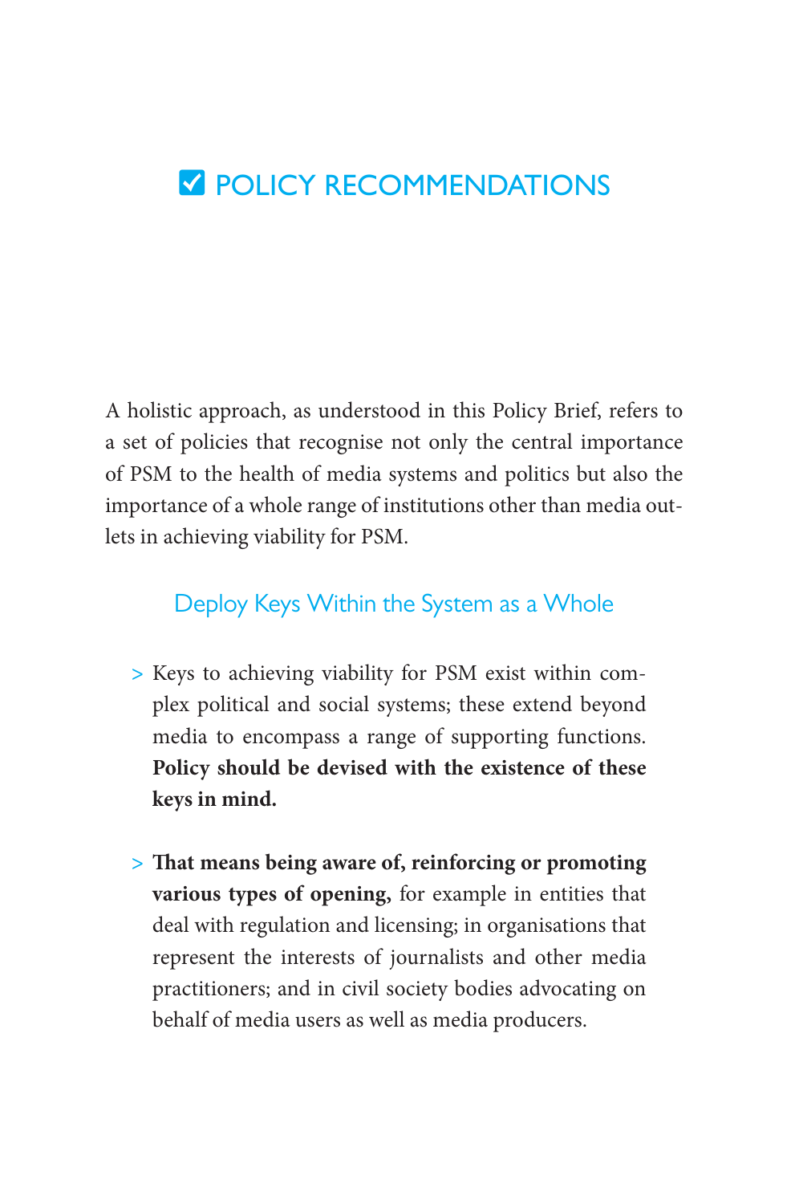# ☑ POLICY RECOMMENDATIONS

A holistic approach, as understood in this Policy Brief, refers to a set of policies that recognise not only the central importance of PSM to the health of media systems and politics but also the importance of a whole range of institutions other than media outlets in achieving viability for PSM.

## Deploy Keys Within the System as a Whole

> Keys to achieving viability for PSM exist within complex political and social systems; these extend beyond media to encompass a range of supporting functions. **Policy should be devised with the existence of these keys in mind.**

> **That means being aware of, reinforcing or promoting various types of opening,** for example in entities that deal with regulation and licensing; in organisations that represent the interests of journalists and other media practitioners; and in civil society bodies advocating on behalf of media users as well as media producers.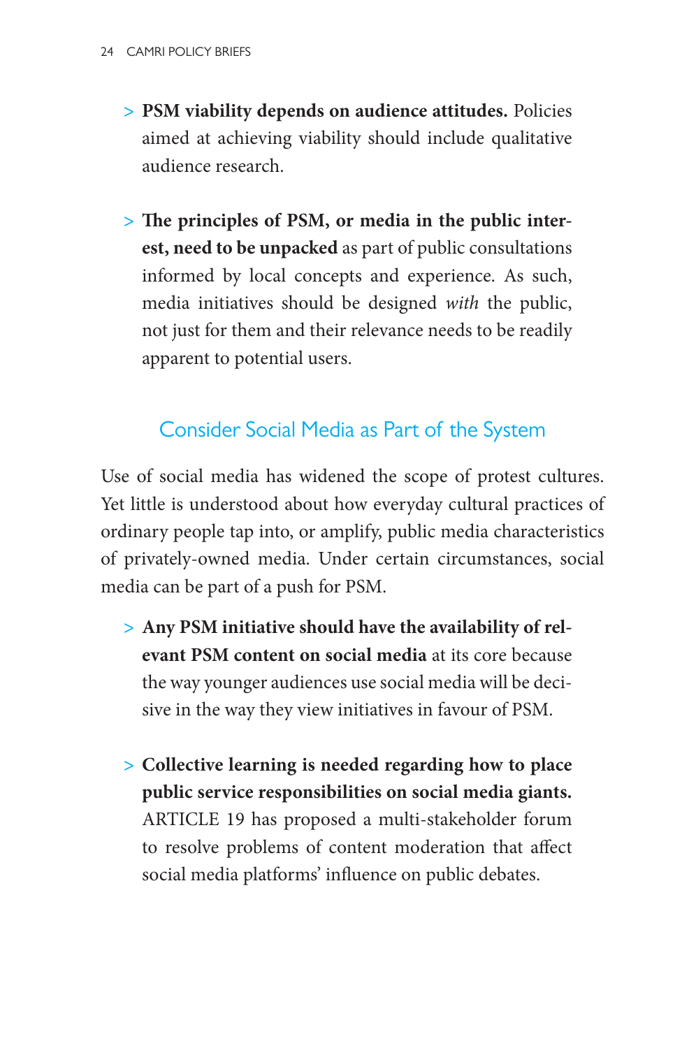- **PSM viability depends on audience attitudes.** Policies aimed at achieving viability should include qualitative audience research.

- **The principles of PSM, or media in the public interest, need to be unpacked** as part of public consultations informed by local concepts and experience. As such, media initiatives should be designed *with* the public, not just for them and their relevance needs to be readily apparent to potential users.

## Consider Social Media as Part of the System

Use of social media has widened the scope of protest cultures. Yet little is understood about how everyday cultural practices of ordinary people tap into, or amplify, public media characteristics of privately-owned media. Under certain circumstances, social media can be part of a push for PSM.

- **Any PSM initiative should have the availability of relevant PSM content on social media** at its core because the way younger audiences use social media will be decisive in the way they view initiatives in favour of PSM.

- **Collective learning is needed regarding how to place public service responsibilities on social media giants.** ARTICLE 19 has proposed a multi-stakeholder forum to resolve problems of content moderation that affect social media platforms' influence on public debates.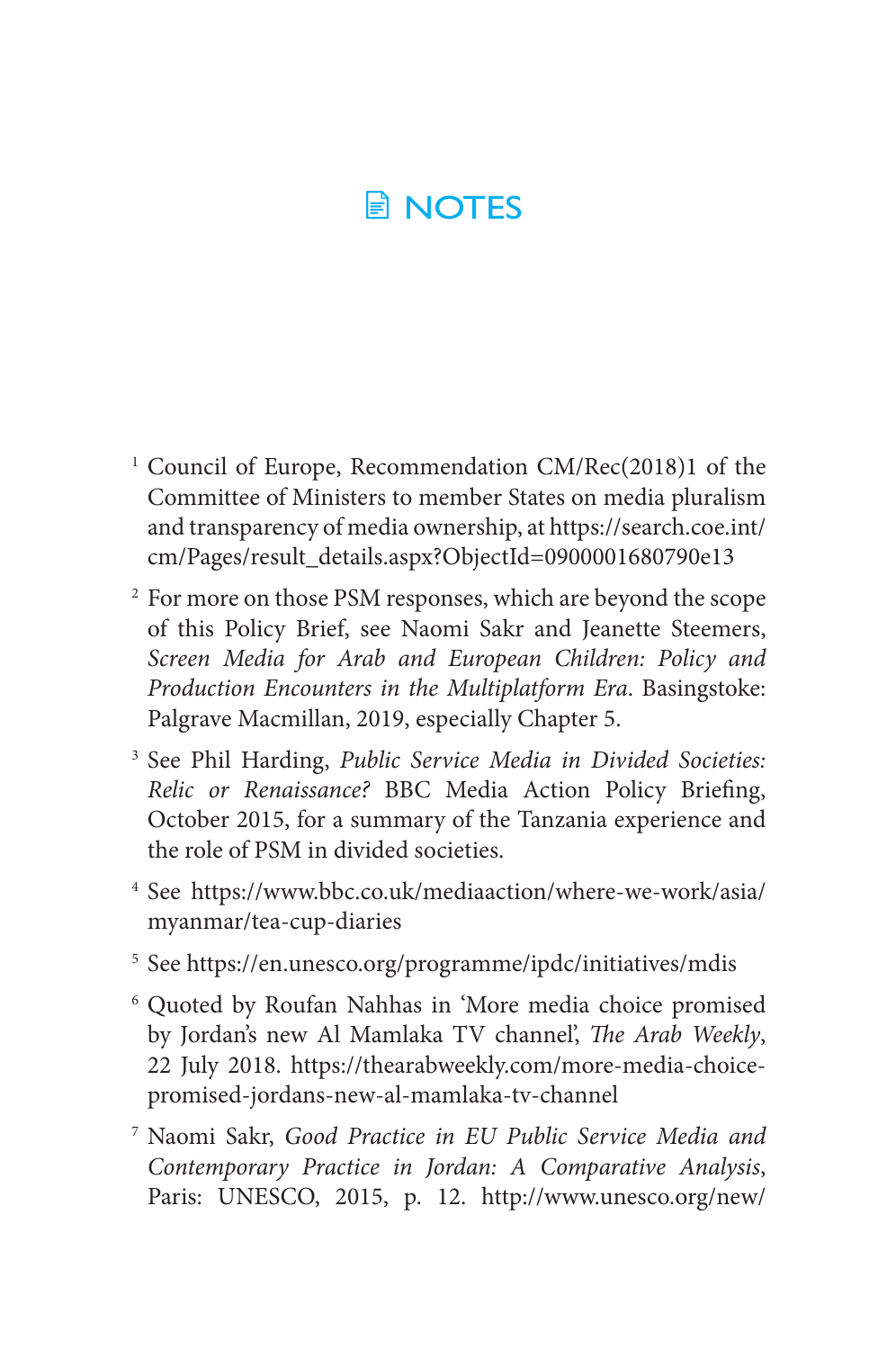# NOTES

[1] Council of Europe, Recommendation CM/Rec(2018)1 of the Committee of Ministers to member States on media pluralism and transparency of media ownership, at https://search.coe.int/cm/Pages/result_details.aspx?ObjectId=0900001680790e13

[2] For more on those PSM responses, which are beyond the scope of this Policy Brief, see Naomi Sakr and Jeanette Steemers, *Screen Media for Arab and European Children: Policy and Production Encounters in the Multiplatform Era*. Basingstoke: Palgrave Macmillan, 2019, especially Chapter 5.

[3] See Phil Harding, *Public Service Media in Divided Societies: Relic or Renaissance?* BBC Media Action Policy Briefing, October 2015, for a summary of the Tanzania experience and the role of PSM in divided societies.

[4] See https://www.bbc.co.uk/mediaaction/where-we-work/asia/myanmar/tea-cup-diaries

[5] See https://en.unesco.org/programme/ipdc/initiatives/mdis

[6] Quoted by Roufan Nahhas in 'More media choice promised by Jordan's new Al Mamlaka TV channel', *The Arab Weekly*, 22 July 2018. https://thearabweekly.com/more-media-choice-promised-jordans-new-al-mamlaka-tv-channel

[7] Naomi Sakr, *Good Practice in EU Public Service Media and Contemporary Practice in Jordan: A Comparative Analysis*, Paris: UNESCO, 2015, p. 12. http://www.unesco.org/new/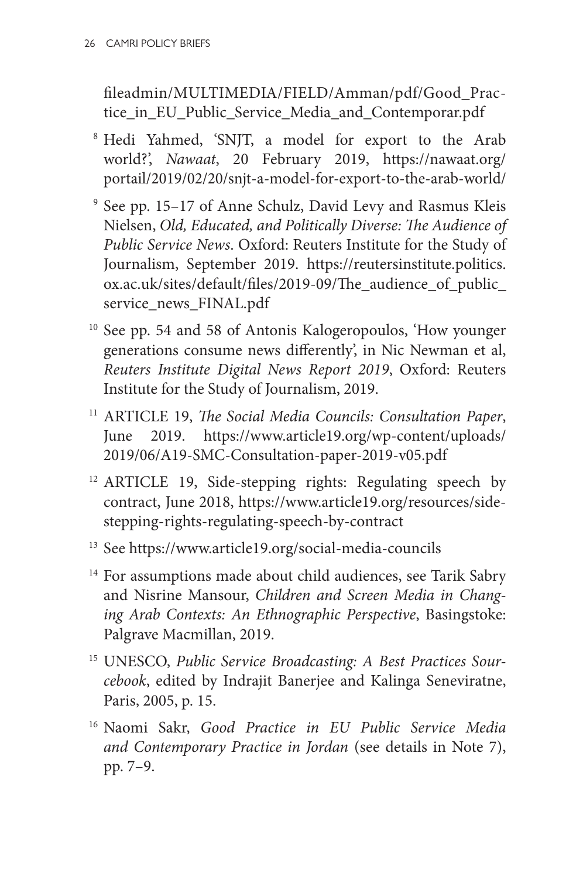fileadmin/MULTIMEDIA/FIELD/Amman/pdf/Good_Practice_in_EU_Public_Service_Media_and_Contemporar.pdf

[8] Hedi Yahmed, 'SNJT, a model for export to the Arab world?', *Nawaat*, 20 February 2019, https://nawaat.org/portail/2019/02/20/snjt-a-model-for-export-to-the-arab-world/

[9] See pp. 15–17 of Anne Schulz, David Levy and Rasmus Kleis Nielsen, *Old, Educated, and Politically Diverse: The Audience of Public Service News*. Oxford: Reuters Institute for the Study of Journalism, September 2019. https://reutersinstitute.politics.ox.ac.uk/sites/default/files/2019-09/The_audience_of_public_service_news_FINAL.pdf

[10] See pp. 54 and 58 of Antonis Kalogeropoulos, 'How younger generations consume news differently', in Nic Newman et al, *Reuters Institute Digital News Report 2019*, Oxford: Reuters Institute for the Study of Journalism, 2019.

[11] ARTICLE 19, *The Social Media Councils: Consultation Paper*, June 2019. https://www.article19.org/wp-content/uploads/2019/06/A19-SMC-Consultation-paper-2019-v05.pdf

[12] ARTICLE 19, Side-stepping rights: Regulating speech by contract, June 2018, https://www.article19.org/resources/side-stepping-rights-regulating-speech-by-contract

[13] See https://www.article19.org/social-media-councils

[14] For assumptions made about child audiences, see Tarik Sabry and Nisrine Mansour, *Children and Screen Media in Changing Arab Contexts: An Ethnographic Perspective*, Basingstoke: Palgrave Macmillan, 2019.

[15] UNESCO, *Public Service Broadcasting: A Best Practices Sourcebook*, edited by Indrajit Banerjee and Kalinga Seneviratne, Paris, 2005, p. 15.

[16] Naomi Sakr, *Good Practice in EU Public Service Media and Contemporary Practice in Jordan* (see details in Note 7), pp. 7–9.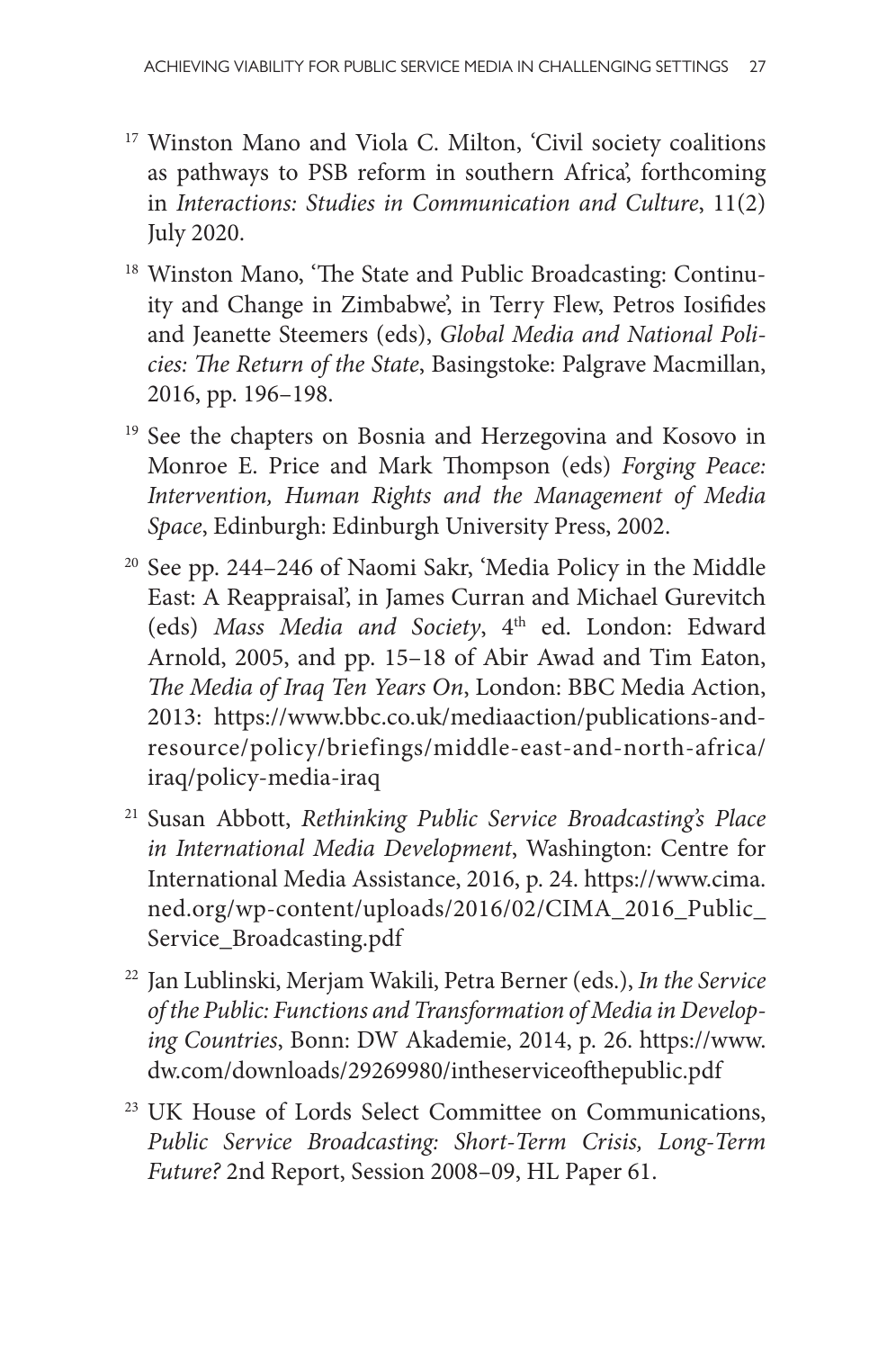[17] Winston Mano and Viola C. Milton, 'Civil society coalitions as pathways to PSB reform in southern Africa', forthcoming in *Interactions: Studies in Communication and Culture*, 11(2) July 2020.

[18] Winston Mano, 'The State and Public Broadcasting: Continuity and Change in Zimbabwe', in Terry Flew, Petros Iosifides and Jeanette Steemers (eds), *Global Media and National Policies: The Return of the State*, Basingstoke: Palgrave Macmillan, 2016, pp. 196–198.

[19] See the chapters on Bosnia and Herzegovina and Kosovo in Monroe E. Price and Mark Thompson (eds) *Forging Peace: Intervention, Human Rights and the Management of Media Space*, Edinburgh: Edinburgh University Press, 2002.

[20] See pp. 244–246 of Naomi Sakr, 'Media Policy in the Middle East: A Reappraisal', in James Curran and Michael Gurevitch (eds) *Mass Media and Society*, 4th ed. London: Edward Arnold, 2005, and pp. 15–18 of Abir Awad and Tim Eaton, *The Media of Iraq Ten Years On*, London: BBC Media Action, 2013: https://www.bbc.co.uk/mediaaction/publications-and-resource/policy/briefings/middle-east-and-north-africa/iraq/policy-media-iraq

[21] Susan Abbott, *Rethinking Public Service Broadcasting's Place in International Media Development*, Washington: Centre for International Media Assistance, 2016, p. 24. https://www.cima.ned.org/wp-content/uploads/2016/02/CIMA_2016_Public_Service_Broadcasting.pdf

[22] Jan Lublinski, Merjam Wakili, Petra Berner (eds.), *In the Service of the Public: Functions and Transformation of Media in Developing Countries*, Bonn: DW Akademie, 2014, p. 26. https://www.dw.com/downloads/29269980/intheserviceofthepublic.pdf

[23] UK House of Lords Select Committee on Communications, *Public Service Broadcasting: Short-Term Crisis, Long-Term Future?* 2nd Report, Session 2008–09, HL Paper 61.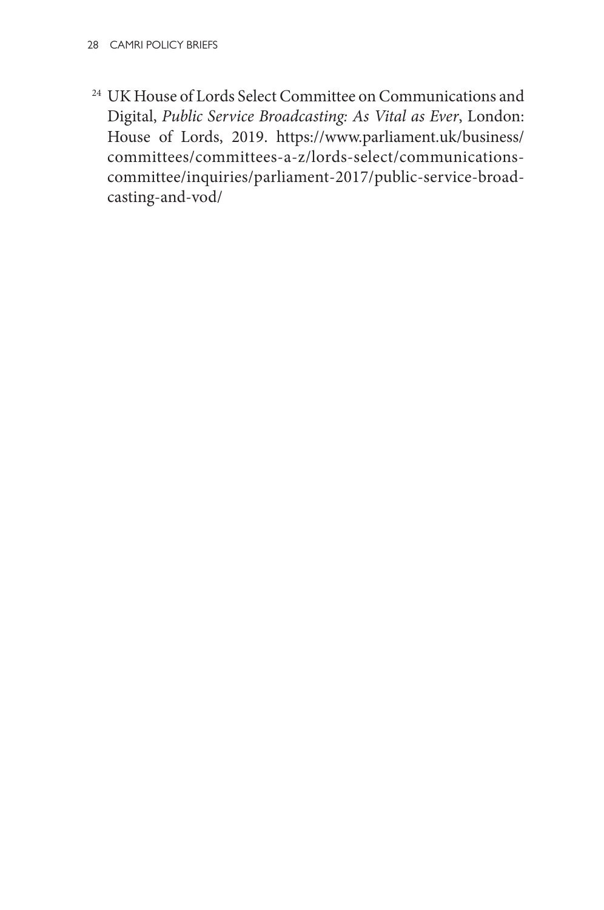[24] UK House of Lords Select Committee on Communications and Digital, *Public Service Broadcasting: As Vital as Ever*, London: House of Lords, 2019. https://www.parliament.uk/business/committees/committees-a-z/lords-select/communications-committee/inquiries/parliament-2017/public-service-broadcasting-and-vod/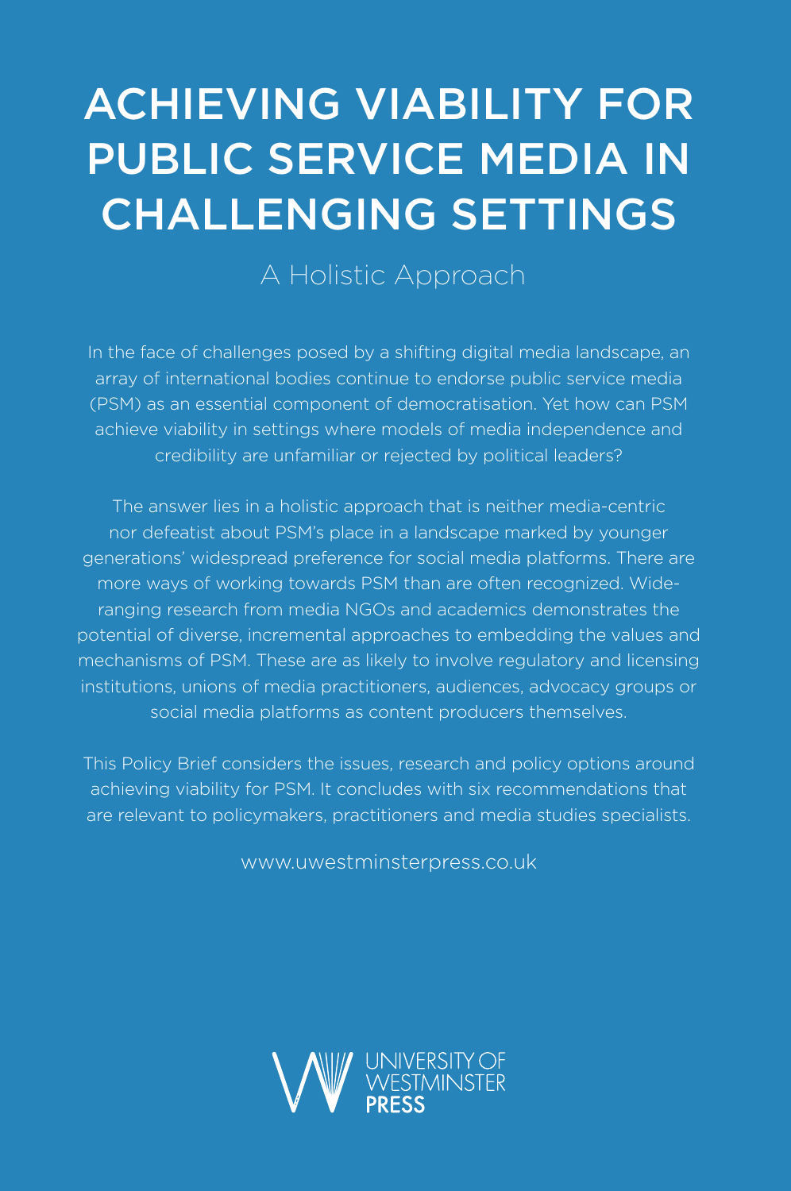# ACHIEVING VIABILITY FOR PUBLIC SERVICE MEDIA IN CHALLENGING SETTINGS

## A Holistic Approach

In the face of challenges posed by a shifting digital media landscape, an array of international bodies continue to endorse public service media (PSM) as an essential component of democratisation. Yet how can PSM achieve viability in settings where models of media independence and credibility are unfamiliar or rejected by political leaders?

The answer lies in a holistic approach that is neither media-centric nor defeatist about PSM's place in a landscape marked by younger generations' widespread preference for social media platforms. There are more ways of working towards PSM than are often recognized. Wide-ranging research from media NGOs and academics demonstrates the potential of diverse, incremental approaches to embedding the values and mechanisms of PSM. These are as likely to involve regulatory and licensing institutions, unions of media practitioners, audiences, advocacy groups or social media platforms as content producers themselves.

This Policy Brief considers the issues, research and policy options around achieving viability for PSM. It concludes with six recommendations that are relevant to policymakers, practitioners and media studies specialists.

www.uwestminsterpress.co.uk

UNIVERSITY OF WESTMINSTER **PRESS**